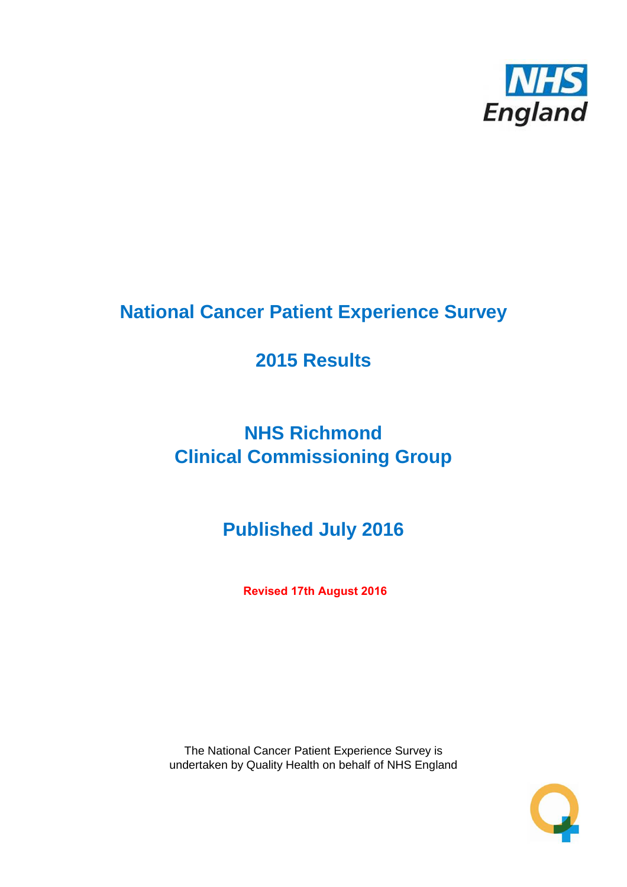# National Cancer Patient Experience Survey

## 2015 Results

## NHS Richmond
## Clinical Commissioning Group

## Published July 2016

**Revised 17th August 2016**

The National Cancer Patient Experience Survey is undertaken by Quality Health on behalf of NHS England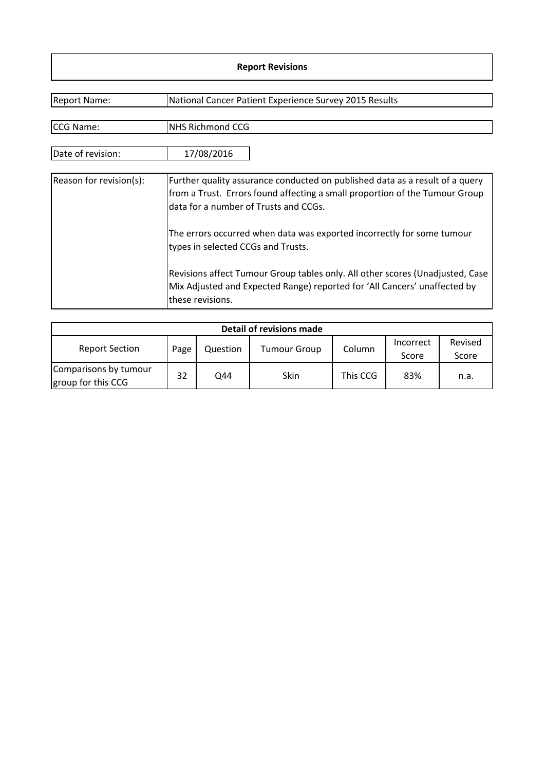# Report Revisions

| | |
|---|---|
| Report Name: | National Cancer Patient Experience Survey 2015 Results |
| CCG Name: | NHS Richmond CCG |
| Date of revision: | 17/08/2016 |
| Reason for revision(s): | Further quality assurance conducted on published data as a result of a query from a Trust. Errors found affecting a small proportion of the Tumour Group data for a number of Trusts and CCGs.<br><br>The errors occurred when data was exported incorrectly for some tumour types in selected CCGs and Trusts.<br><br>Revisions affect Tumour Group tables only. All other scores (Unadjusted, Case Mix Adjusted and Expected Range) reported for 'All Cancers' unaffected by these revisions. |

**Detail of revisions made**

| Report Section | Page | Question | Tumour Group | Column | Incorrect Score | Revised Score |
|---|---|---|---|---|---|---|
| Comparisons by tumour group for this CCG | 32 | Q44 | Skin | This CCG | 83% | n.a. |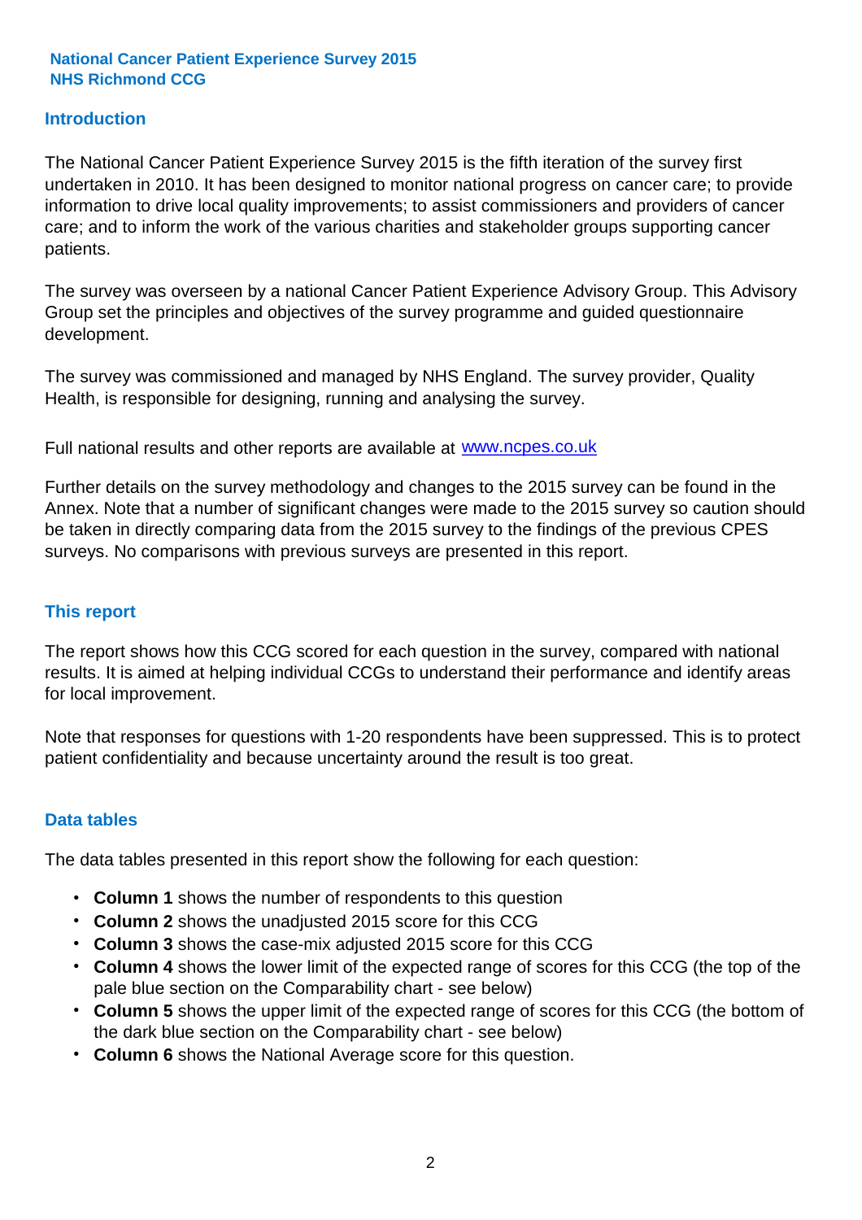**National Cancer Patient Experience Survey 2015**
**NHS Richmond CCG**

## Introduction

The National Cancer Patient Experience Survey 2015 is the fifth iteration of the survey first undertaken in 2010. It has been designed to monitor national progress on cancer care; to provide information to drive local quality improvements; to assist commissioners and providers of cancer care; and to inform the work of the various charities and stakeholder groups supporting cancer patients.

The survey was overseen by a national Cancer Patient Experience Advisory Group. This Advisory Group set the principles and objectives of the survey programme and guided questionnaire development.

The survey was commissioned and managed by NHS England. The survey provider, Quality Health, is responsible for designing, running and analysing the survey.

Full national results and other reports are available at www.ncpes.co.uk

Further details on the survey methodology and changes to the 2015 survey can be found in the Annex. Note that a number of significant changes were made to the 2015 survey so caution should be taken in directly comparing data from the 2015 survey to the findings of the previous CPES surveys. No comparisons with previous surveys are presented in this report.

## This report

The report shows how this CCG scored for each question in the survey, compared with national results. It is aimed at helping individual CCGs to understand their performance and identify areas for local improvement.

Note that responses for questions with 1-20 respondents have been suppressed. This is to protect patient confidentiality and because uncertainty around the result is too great.

## Data tables

The data tables presented in this report show the following for each question:

- **Column 1** shows the number of respondents to this question
- **Column 2** shows the unadjusted 2015 score for this CCG
- **Column 3** shows the case-mix adjusted 2015 score for this CCG
- **Column 4** shows the lower limit of the expected range of scores for this CCG (the top of the pale blue section on the Comparability chart - see below)
- **Column 5** shows the upper limit of the expected range of scores for this CCG (the bottom of the dark blue section on the Comparability chart - see below)
- **Column 6** shows the National Average score for this question.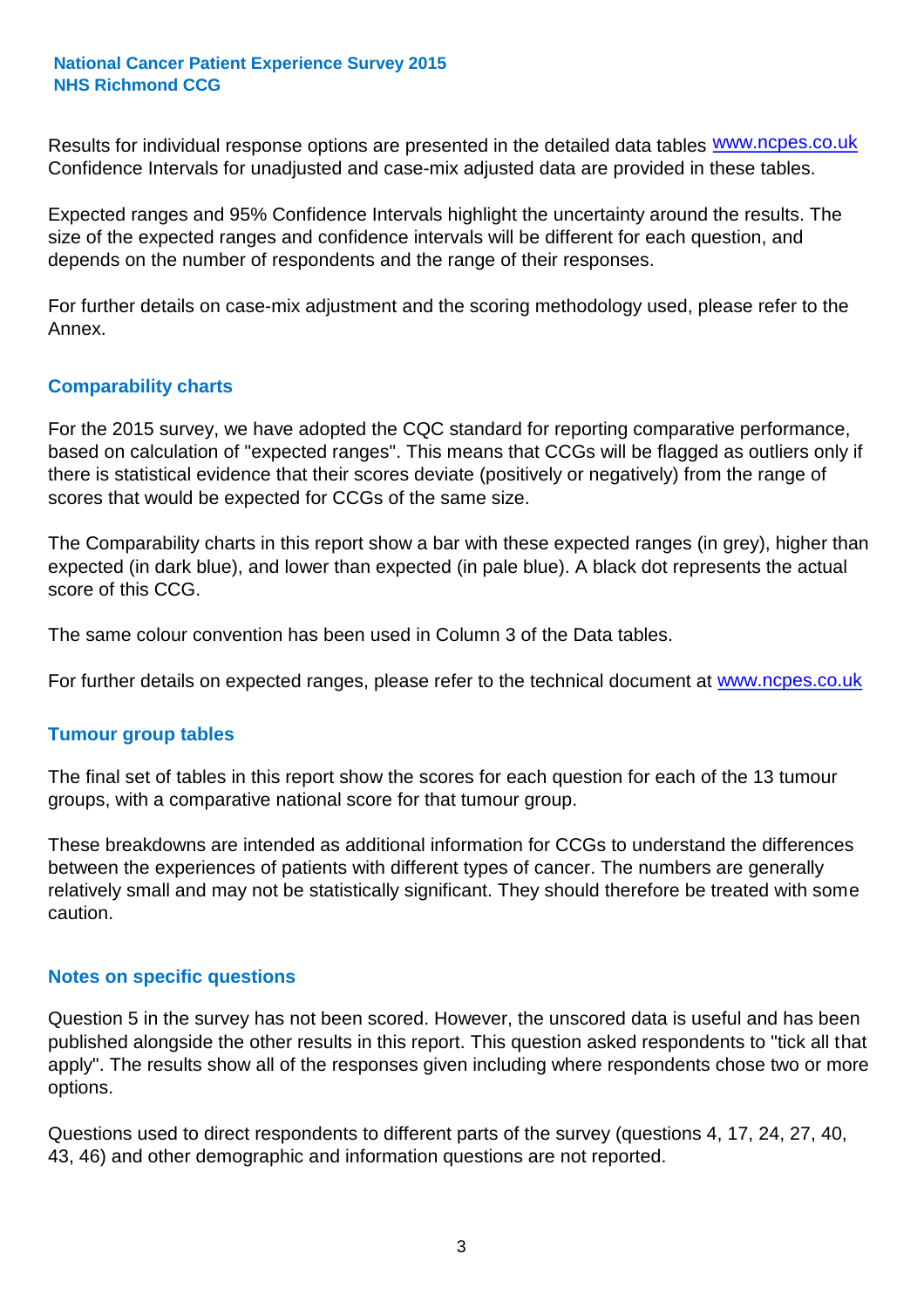Results for individual response options are presented in the detailed data tables www.ncpes.co.uk Confidence Intervals for unadjusted and case-mix adjusted data are provided in these tables.

Expected ranges and 95% Confidence Intervals highlight the uncertainty around the results. The size of the expected ranges and confidence intervals will be different for each question, and depends on the number of respondents and the range of their responses.

For further details on case-mix adjustment and the scoring methodology used, please refer to the Annex.

## Comparability charts

For the 2015 survey, we have adopted the CQC standard for reporting comparative performance, based on calculation of "expected ranges". This means that CCGs will be flagged as outliers only if there is statistical evidence that their scores deviate (positively or negatively) from the range of scores that would be expected for CCGs of the same size.

The Comparability charts in this report show a bar with these expected ranges (in grey), higher than expected (in dark blue), and lower than expected (in pale blue). A black dot represents the actual score of this CCG.

The same colour convention has been used in Column 3 of the Data tables.

For further details on expected ranges, please refer to the technical document at www.ncpes.co.uk

## Tumour group tables

The final set of tables in this report show the scores for each question for each of the 13 tumour groups, with a comparative national score for that tumour group.

These breakdowns are intended as additional information for CCGs to understand the differences between the experiences of patients with different types of cancer. The numbers are generally relatively small and may not be statistically significant. They should therefore be treated with some caution.

## Notes on specific questions

Question 5 in the survey has not been scored. However, the unscored data is useful and has been published alongside the other results in this report. This question asked respondents to "tick all that apply". The results show all of the responses given including where respondents chose two or more options.

Questions used to direct respondents to different parts of the survey (questions 4, 17, 24, 27, 40, 43, 46) and other demographic and information questions are not reported.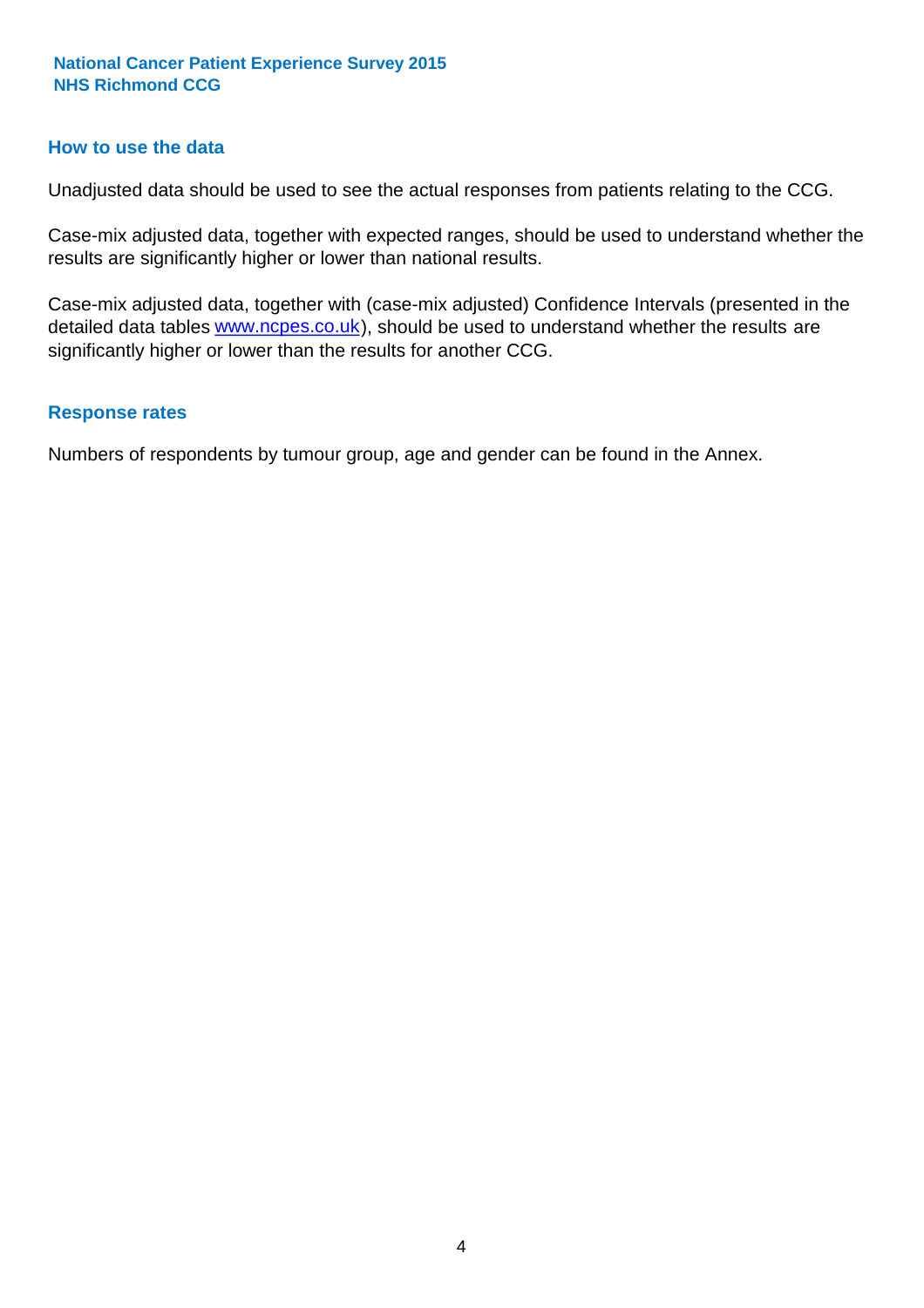## How to use the data

Unadjusted data should be used to see the actual responses from patients relating to the CCG.

Case-mix adjusted data, together with expected ranges, should be used to understand whether the results are significantly higher or lower than national results.

Case-mix adjusted data, together with (case-mix adjusted) Confidence Intervals (presented in the detailed data tables www.ncpes.co.uk), should be used to understand whether the results are significantly higher or lower than the results for another CCG.

## Response rates

Numbers of respondents by tumour group, age and gender can be found in the Annex.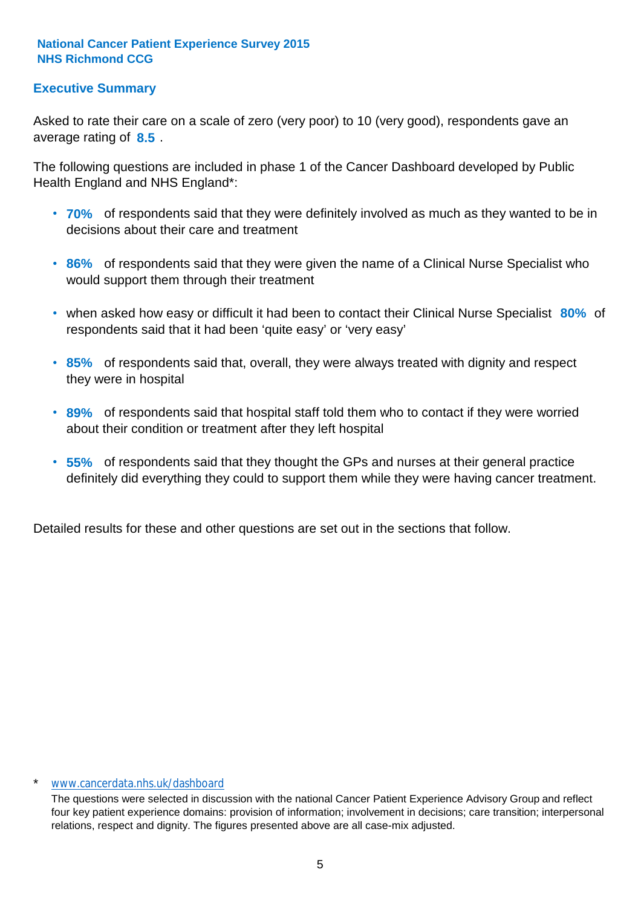**National Cancer Patient Experience Survey 2015**
**NHS Richmond CCG**

## Executive Summary

Asked to rate their care on a scale of zero (very poor) to 10 (very good), respondents gave an average rating of **8.5** .

The following questions are included in phase 1 of the Cancer Dashboard developed by Public Health England and NHS England*:

- **70%** of respondents said that they were definitely involved as much as they wanted to be in decisions about their care and treatment
- **86%** of respondents said that they were given the name of a Clinical Nurse Specialist who would support them through their treatment
- when asked how easy or difficult it had been to contact their Clinical Nurse Specialist **80%** of respondents said that it had been 'quite easy' or 'very easy'
- **85%** of respondents said that, overall, they were always treated with dignity and respect they were in hospital
- **89%** of respondents said that hospital staff told them who to contact if they were worried about their condition or treatment after they left hospital
- **55%** of respondents said that they thought the GPs and nurses at their general practice definitely did everything they could to support them while they were having cancer treatment.

Detailed results for these and other questions are set out in the sections that follow.

\* www.cancerdata.nhs.uk/dashboard

The questions were selected in discussion with the national Cancer Patient Experience Advisory Group and reflect four key patient experience domains: provision of information; involvement in decisions; care transition; interpersonal relations, respect and dignity. The figures presented above are all case-mix adjusted.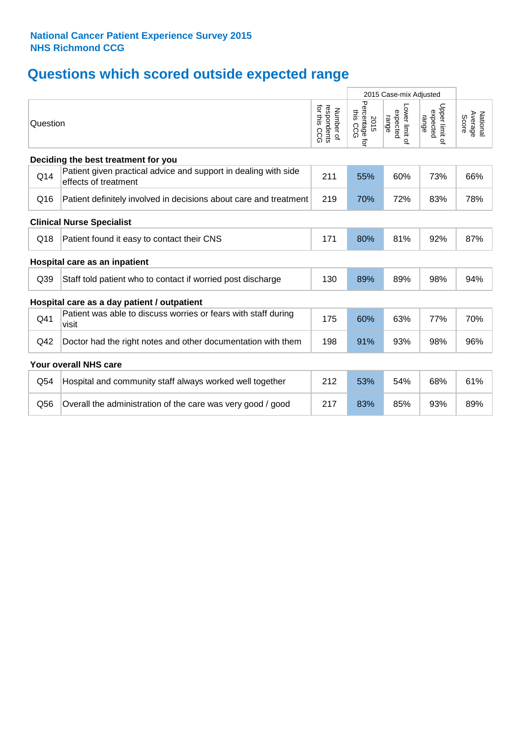**National Cancer Patient Experience Survey 2015**
**NHS Richmond CCG**

# Questions which scored outside expected range

| | Question | Number of respondents for this CCG | 2015 Case-mix Adjusted | | | National Average Score |
|---|---|---|---|---|---|---|
| | | | 2015 Percentage for this CCG | Lower limit of expected range | Upper limit of expected range | |
| **Deciding the best treatment for you** | | | | | | |
| Q14 | Patient given practical advice and support in dealing with side effects of treatment | 211 | 55% | 60% | 73% | 66% |
| Q16 | Patient definitely involved in decisions about care and treatment | 219 | 70% | 72% | 83% | 78% |
| **Clinical Nurse Specialist** | | | | | | |
| Q18 | Patient found it easy to contact their CNS | 171 | 80% | 81% | 92% | 87% |
| **Hospital care as an inpatient** | | | | | | |
| Q39 | Staff told patient who to contact if worried post discharge | 130 | 89% | 89% | 98% | 94% |
| **Hospital care as a day patient / outpatient** | | | | | | |
| Q41 | Patient was able to discuss worries or fears with staff during visit | 175 | 60% | 63% | 77% | 70% |
| Q42 | Doctor had the right notes and other documentation with them | 198 | 91% | 93% | 98% | 96% |
| **Your overall NHS care** | | | | | | |
| Q54 | Hospital and community staff always worked well together | 212 | 53% | 54% | 68% | 61% |
| Q56 | Overall the administration of the care was very good / good | 217 | 83% | 85% | 93% | 89% |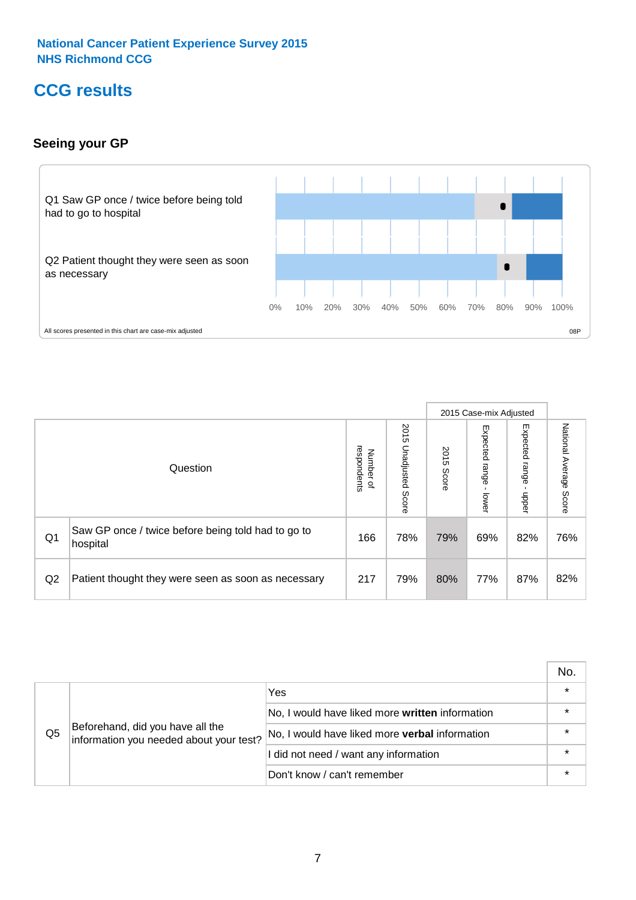National Cancer Patient Experience Survey 2015
NHS Richmond CCG

# CCG results

## Seeing your GP

Q1 Saw GP once / twice before being told had to go to hospital

Q2 Patient thought they were seen as soon as necessary

0% 10% 20% 30% 40% 50% 60% 70% 80% 90% 100%

All scores presented in this chart are case-mix adjusted

08P

| | Question | Number of respondents | 2015 Unadjusted Score | 2015 Case-mix Adjusted: 2015 Score | 2015 Case-mix Adjusted: Expected range - lower | 2015 Case-mix Adjusted: Expected range - upper | National Average Score |
|---|---|---|---|---|---|---|---|
| Q1 | Saw GP once / twice before being told had to go to hospital | 166 | 78% | 79% | 69% | 82% | 76% |
| Q2 | Patient thought they were seen as soon as necessary | 217 | 79% | 80% | 77% | 87% | 82% |

| | | | No. |
|---|---|---|---|
| Q5 | Beforehand, did you have all the information you needed about your test? | Yes | * |
| | | No, I would have liked more **written** information | * |
| | | No, I would have liked more **verbal** information | * |
| | | I did not need / want any information | * |
| | | Don't know / can't remember | * |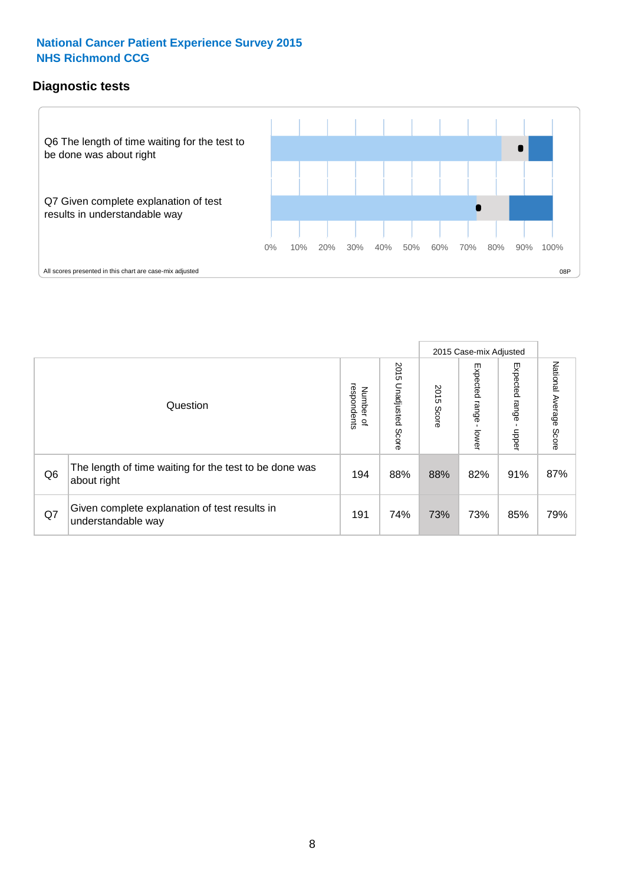# National Cancer Patient Experience Survey 2015
## NHS Richmond CCG

### Diagnostic tests

Q6 The length of time waiting for the test to be done was about right

Q7 Given complete explanation of test results in understandable way

0% 10% 20% 30% 40% 50% 60% 70% 80% 90% 100%

All scores presented in this chart are case-mix adjusted

08P

| | Question | Number of respondents | 2015 Unadjusted Score | 2015 Case-mix Adjusted: 2015 Score | 2015 Case-mix Adjusted: Expected range - lower | 2015 Case-mix Adjusted: Expected range - upper | National Average Score |
|---|---|---|---|---|---|---|---|
| Q6 | The length of time waiting for the test to be done was about right | 194 | 88% | 88% | 82% | 91% | 87% |
| Q7 | Given complete explanation of test results in understandable way | 191 | 74% | 73% | 73% | 85% | 79% |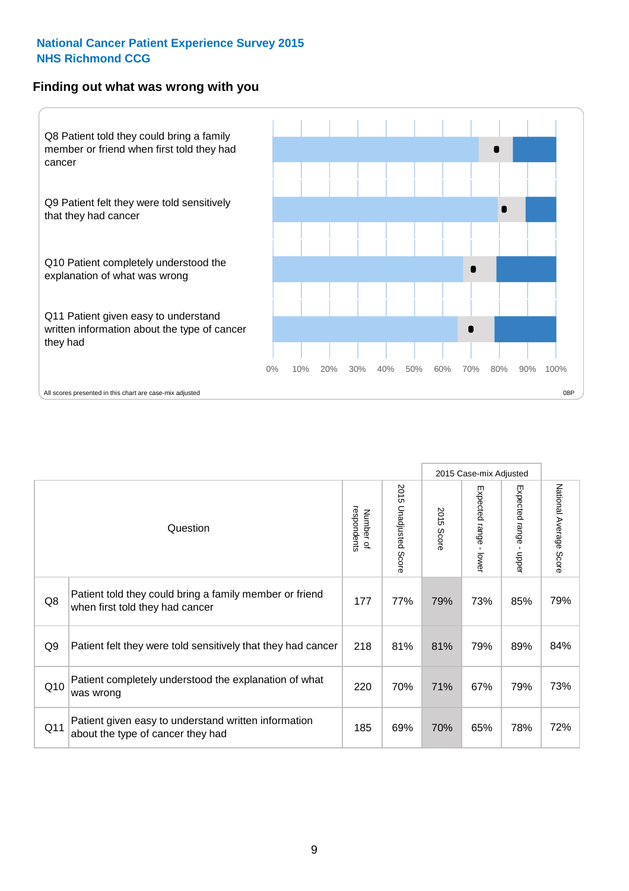National Cancer Patient Experience Survey 2015
NHS Richmond CCG

## Finding out what was wrong with you

Q8 Patient told they could bring a family member or friend when first told they had cancer

Q9 Patient felt they were told sensitively that they had cancer

Q10 Patient completely understood the explanation of what was wrong

Q11 Patient given easy to understand written information about the type of cancer they had

0% 10% 20% 30% 40% 50% 60% 70% 80% 90% 100%

All scores presented in this chart are case-mix adjusted

08P

| | Question | Number of respondents | 2015 Unadjusted Score | 2015 Case-mix Adjusted | | | National Average Score |
|---|---|---|---|---|---|---|---|
| | | | | 2015 Score | Expected range - lower | Expected range - upper | |
| Q8 | Patient told they could bring a family member or friend when first told they had cancer | 177 | 77% | 79% | 73% | 85% | 79% |
| Q9 | Patient felt they were told sensitively that they had cancer | 218 | 81% | 81% | 79% | 89% | 84% |
| Q10 | Patient completely understood the explanation of what was wrong | 220 | 70% | 71% | 67% | 79% | 73% |
| Q11 | Patient given easy to understand written information about the type of cancer they had | 185 | 69% | 70% | 65% | 78% | 72% |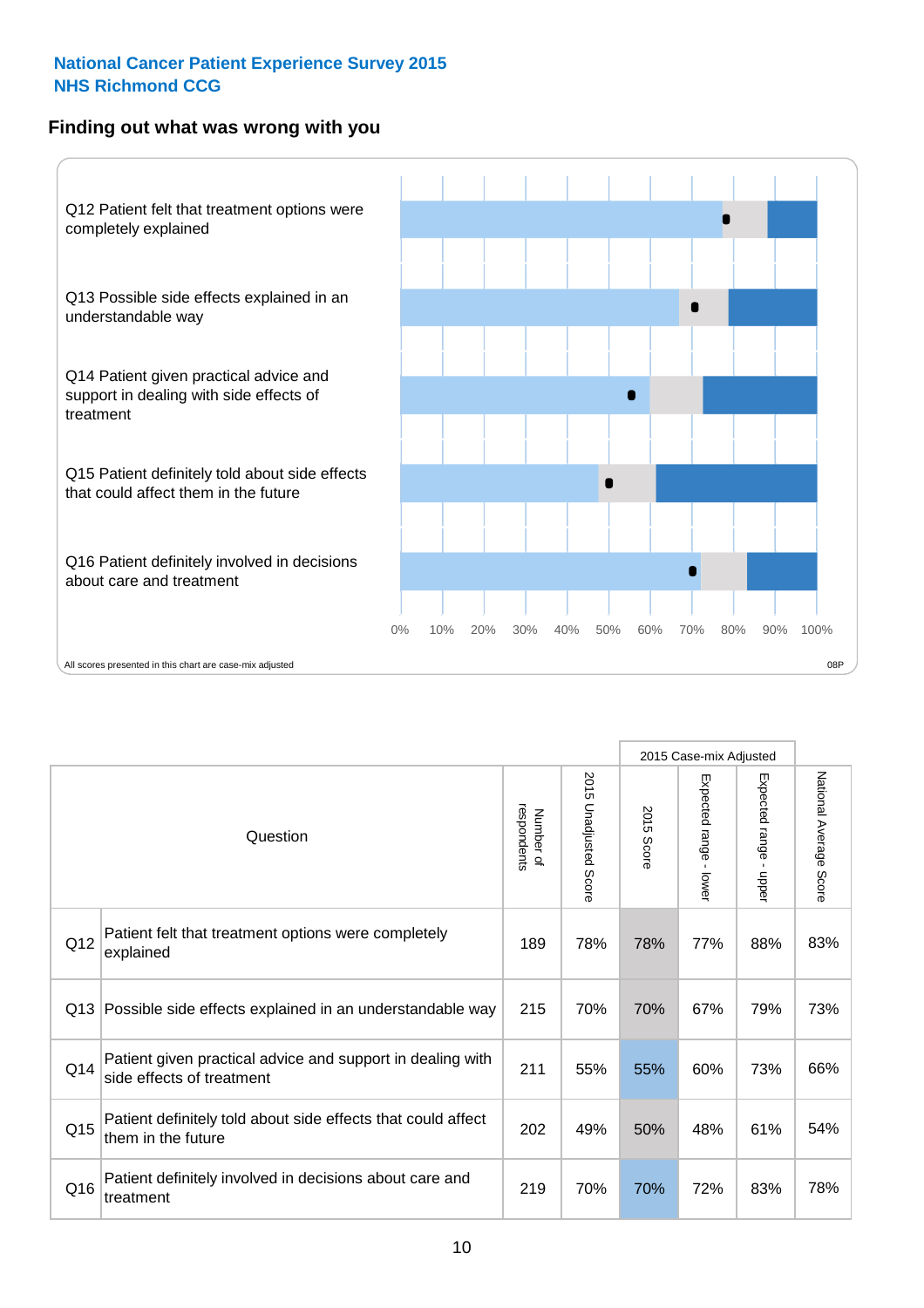National Cancer Patient Experience Survey 2015
NHS Richmond CCG

## Finding out what was wrong with you

Q12 Patient felt that treatment options were completely explained

Q13 Possible side effects explained in an understandable way

Q14 Patient given practical advice and support in dealing with side effects of treatment

Q15 Patient definitely told about side effects that could affect them in the future

Q16 Patient definitely involved in decisions about care and treatment

0% 10% 20% 30% 40% 50% 60% 70% 80% 90% 100%

All scores presented in this chart are case-mix adjusted

08P

| | Question | Number of respondents | 2015 Unadjusted Score | 2015 Case-mix Adjusted: 2015 Score | 2015 Case-mix Adjusted: Expected range - lower | 2015 Case-mix Adjusted: Expected range - upper | National Average Score |
|---|---|---|---|---|---|---|---|
| Q12 | Patient felt that treatment options were completely explained | 189 | 78% | 78% | 77% | 88% | 83% |
| Q13 | Possible side effects explained in an understandable way | 215 | 70% | 70% | 67% | 79% | 73% |
| Q14 | Patient given practical advice and support in dealing with side effects of treatment | 211 | 55% | 55% | 60% | 73% | 66% |
| Q15 | Patient definitely told about side effects that could affect them in the future | 202 | 49% | 50% | 48% | 61% | 54% |
| Q16 | Patient definitely involved in decisions about care and treatment | 219 | 70% | 70% | 72% | 83% | 78% |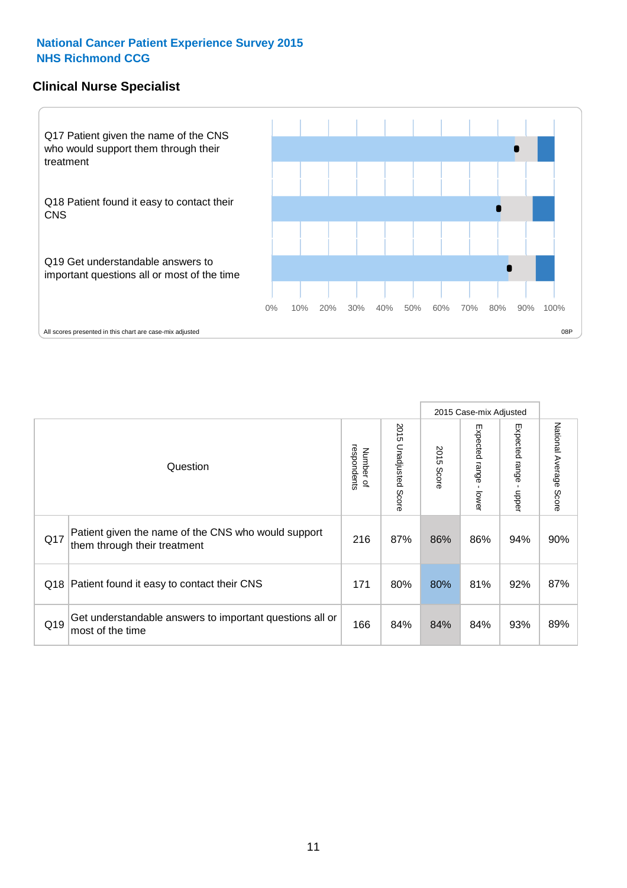**National Cancer Patient Experience Survey 2015**
**NHS Richmond CCG**

## Clinical Nurse Specialist

Q17 Patient given the name of the CNS who would support them through their treatment

Q18 Patient found it easy to contact their CNS

Q19 Get understandable answers to important questions all or most of the time

0% 10% 20% 30% 40% 50% 60% 70% 80% 90% 100%

All scores presented in this chart are case-mix adjusted

08P

| | Question | Number of respondents | 2015 Unadjusted Score | 2015 Case-mix Adjusted | | | National Average Score |
|---|---|---|---|---|---|---|---|
| | | | | 2015 Score | Expected range - lower | Expected range - upper | |
| Q17 | Patient given the name of the CNS who would support them through their treatment | 216 | 87% | 86% | 86% | 94% | 90% |
| Q18 | Patient found it easy to contact their CNS | 171 | 80% | 80% | 81% | 92% | 87% |
| Q19 | Get understandable answers to important questions all or most of the time | 166 | 84% | 84% | 84% | 93% | 89% |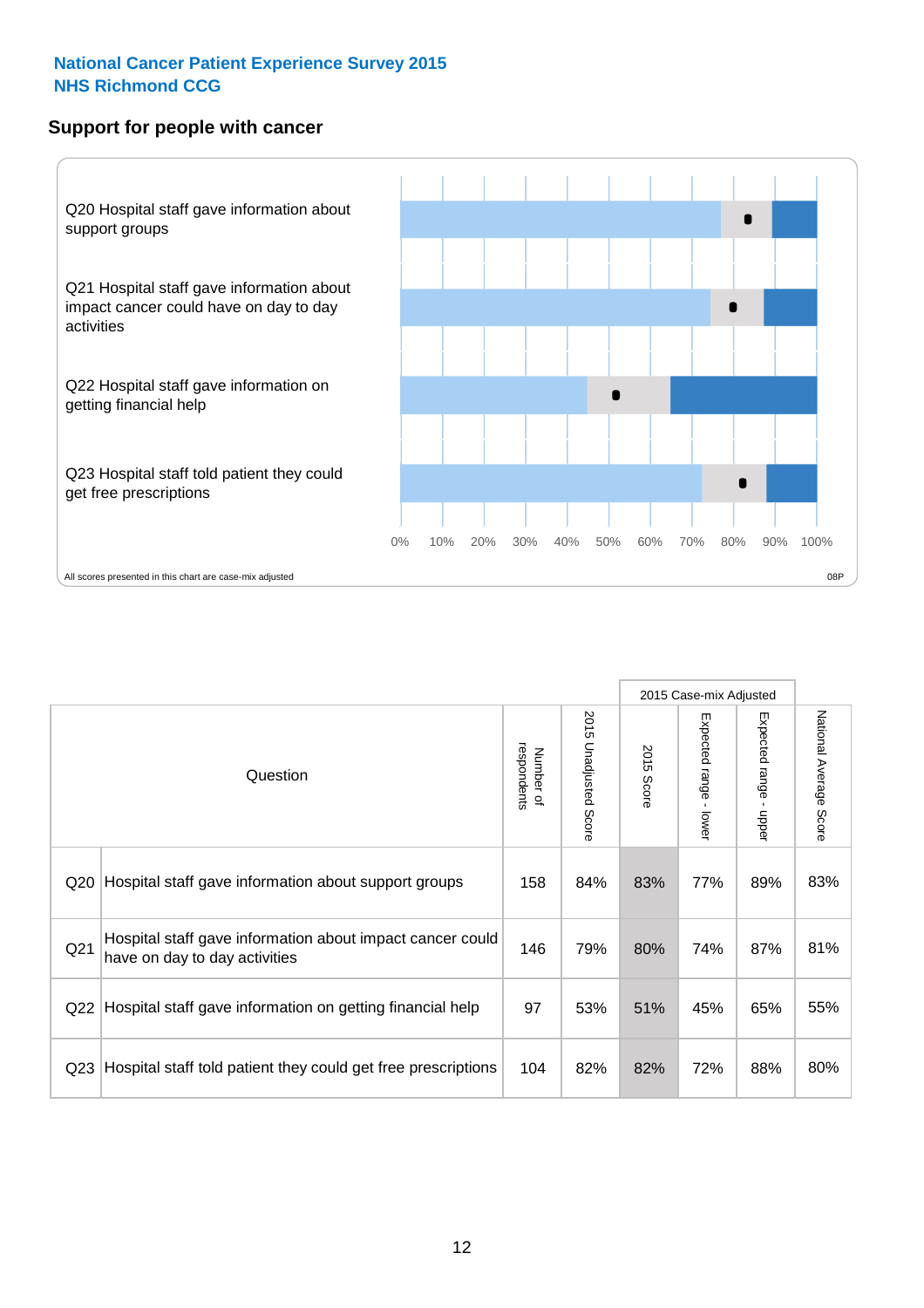**National Cancer Patient Experience Survey 2015**
**NHS Richmond CCG**

## Support for people with cancer

Q20 Hospital staff gave information about support groups

Q21 Hospital staff gave information about impact cancer could have on day to day activities

Q22 Hospital staff gave information on getting financial help

Q23 Hospital staff told patient they could get free prescriptions

0% 10% 20% 30% 40% 50% 60% 70% 80% 90% 100%

All scores presented in this chart are case-mix adjusted

08P

| Question | | Number of respondents | 2015 Unadjusted Score | 2015 Case-mix Adjusted | | | National Average Score |
|---|---|---|---|---|---|---|---|
| | | | | 2015 Score | Expected range - lower | Expected range - upper | |
| Q20 | Hospital staff gave information about support groups | 158 | 84% | 83% | 77% | 89% | 83% |
| Q21 | Hospital staff gave information about impact cancer could have on day to day activities | 146 | 79% | 80% | 74% | 87% | 81% |
| Q22 | Hospital staff gave information on getting financial help | 97 | 53% | 51% | 45% | 65% | 55% |
| Q23 | Hospital staff told patient they could get free prescriptions | 104 | 82% | 82% | 72% | 88% | 80% |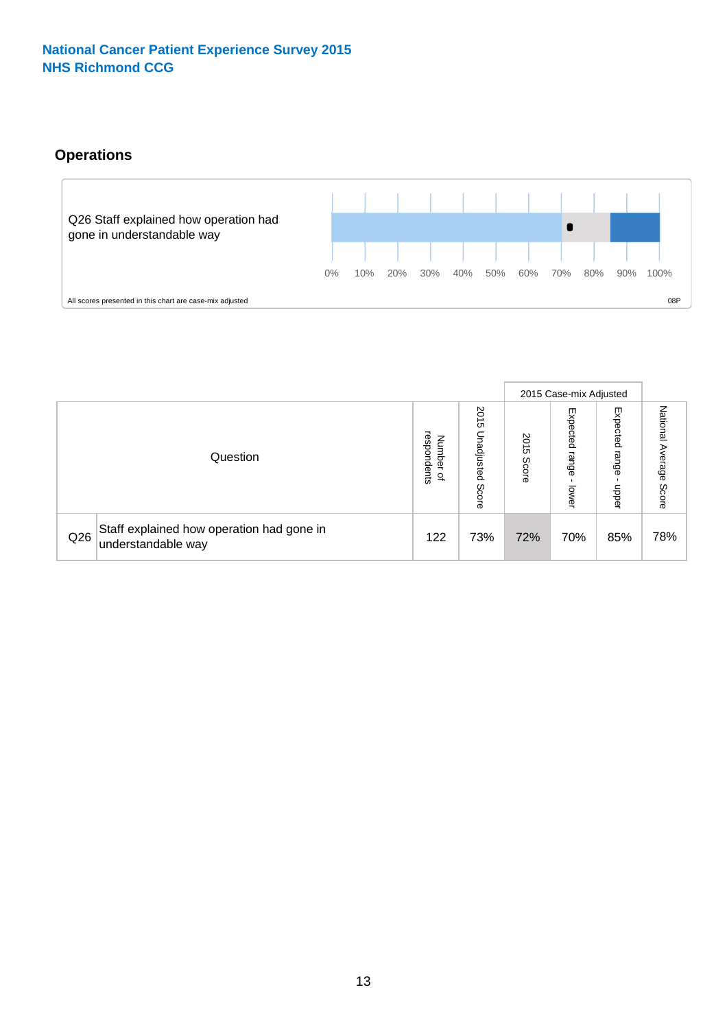National Cancer Patient Experience Survey 2015
NHS Richmond CCG

## Operations

Q26 Staff explained how operation had gone in understandable way

0% 10% 20% 30% 40% 50% 60% 70% 80% 90% 100%

All scores presented in this chart are case-mix adjusted

08P

| Question | | Number of respondents | 2015 Unadjusted Score | 2015 Case-mix Adjusted | | | National Average Score |
|---|---|---|---|---|---|---|---|
| | | | | 2015 Score | Expected range - lower | Expected range - upper | |
| Q26 | Staff explained how operation had gone in understandable way | 122 | 73% | 72% | 70% | 85% | 78% |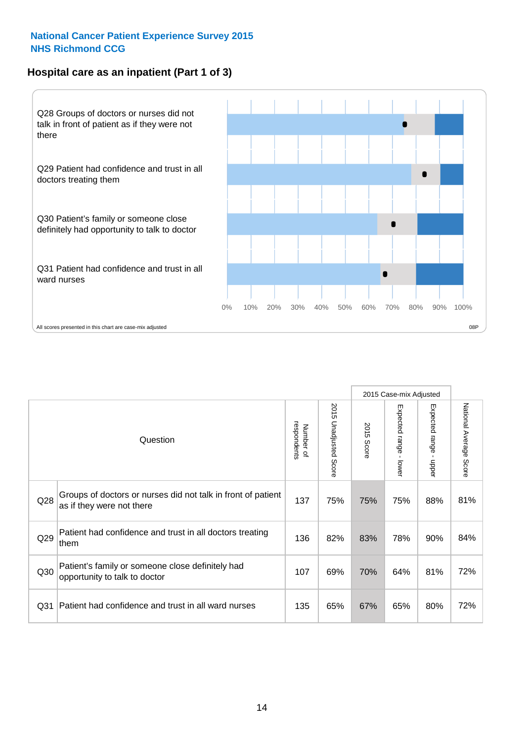National Cancer Patient Experience Survey 2015
NHS Richmond CCG

## Hospital care as an inpatient (Part 1 of 3)

Q28 Groups of doctors or nurses did not talk in front of patient as if they were not there

Q29 Patient had confidence and trust in all doctors treating them

Q30 Patient's family or someone close definitely had opportunity to talk to doctor

Q31 Patient had confidence and trust in all ward nurses

0% 10% 20% 30% 40% 50% 60% 70% 80% 90% 100%

All scores presented in this chart are case-mix adjusted

08P

| | Question | Number of respondents | 2015 Unadjusted Score | 2015 Case-mix Adjusted | | | National Average Score |
|---|---|---|---|---|---|---|---|
| | | | | 2015 Score | Expected range - lower | Expected range - upper | |
| Q28 | Groups of doctors or nurses did not talk in front of patient as if they were not there | 137 | 75% | 75% | 75% | 88% | 81% |
| Q29 | Patient had confidence and trust in all doctors treating them | 136 | 82% | 83% | 78% | 90% | 84% |
| Q30 | Patient's family or someone close definitely had opportunity to talk to doctor | 107 | 69% | 70% | 64% | 81% | 72% |
| Q31 | Patient had confidence and trust in all ward nurses | 135 | 65% | 67% | 65% | 80% | 72% |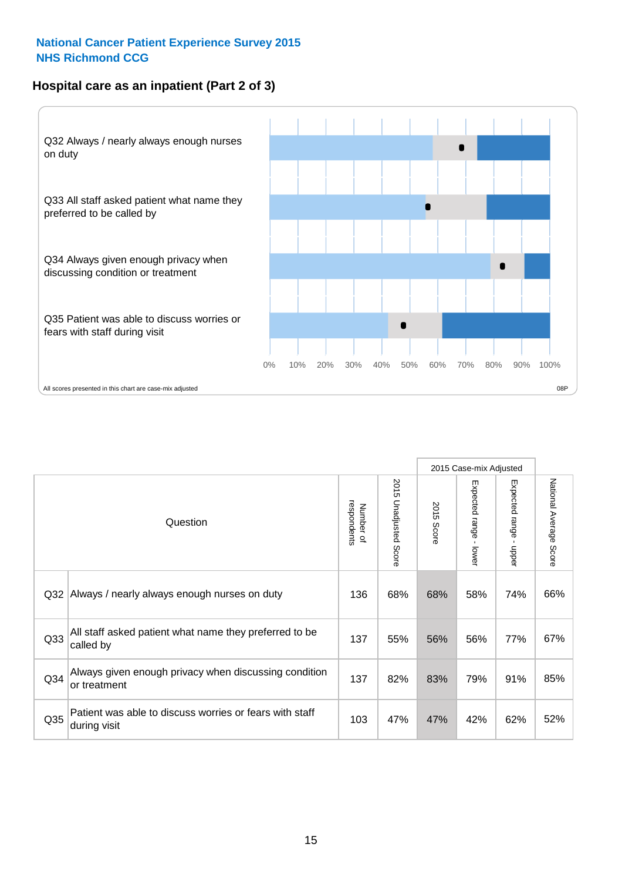**National Cancer Patient Experience Survey 2015**
**NHS Richmond CCG**

## Hospital care as an inpatient (Part 2 of 3)

Q32 Always / nearly always enough nurses on duty

Q33 All staff asked patient what name they preferred to be called by

Q34 Always given enough privacy when discussing condition or treatment

Q35 Patient was able to discuss worries or fears with staff during visit

0% 10% 20% 30% 40% 50% 60% 70% 80% 90% 100%

All scores presented in this chart are case-mix adjusted

08P

| Question | | Number of respondents | 2015 Unadjusted Score | 2015 Case-mix Adjusted | | | National Average Score |
|---|---|---|---|---|---|---|---|
| | | | | 2015 Score | Expected range - lower | Expected range - upper | |
| Q32 | Always / nearly always enough nurses on duty | 136 | 68% | 68% | 58% | 74% | 66% |
| Q33 | All staff asked patient what name they preferred to be called by | 137 | 55% | 56% | 56% | 77% | 67% |
| Q34 | Always given enough privacy when discussing condition or treatment | 137 | 82% | 83% | 79% | 91% | 85% |
| Q35 | Patient was able to discuss worries or fears with staff during visit | 103 | 47% | 47% | 42% | 62% | 52% |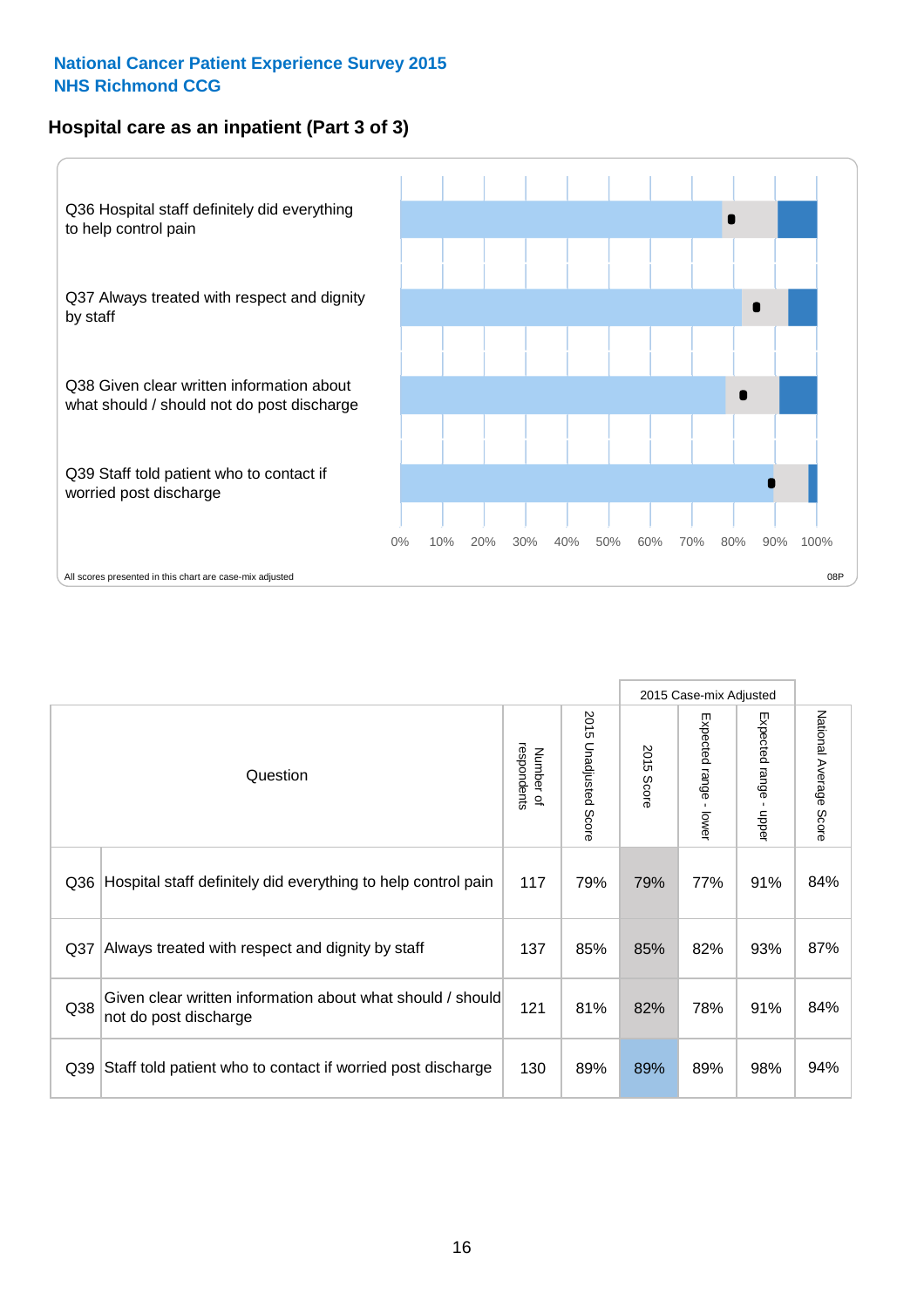National Cancer Patient Experience Survey 2015
NHS Richmond CCG

## Hospital care as an inpatient (Part 3 of 3)

Q36 Hospital staff definitely did everything to help control pain

Q37 Always treated with respect and dignity by staff

Q38 Given clear written information about what should / should not do post discharge

Q39 Staff told patient who to contact if worried post discharge

0% 10% 20% 30% 40% 50% 60% 70% 80% 90% 100%

All scores presented in this chart are case-mix adjusted

08P

| | Question | Number of respondents | 2015 Unadjusted Score | 2015 Case-mix Adjusted | | | National Average Score |
|---|---|---|---|---|---|---|---|
| | | | | 2015 Score | Expected range - lower | Expected range - upper | |
| Q36 | Hospital staff definitely did everything to help control pain | 117 | 79% | 79% | 77% | 91% | 84% |
| Q37 | Always treated with respect and dignity by staff | 137 | 85% | 85% | 82% | 93% | 87% |
| Q38 | Given clear written information about what should / should not do post discharge | 121 | 81% | 82% | 78% | 91% | 84% |
| Q39 | Staff told patient who to contact if worried post discharge | 130 | 89% | 89% | 89% | 98% | 94% |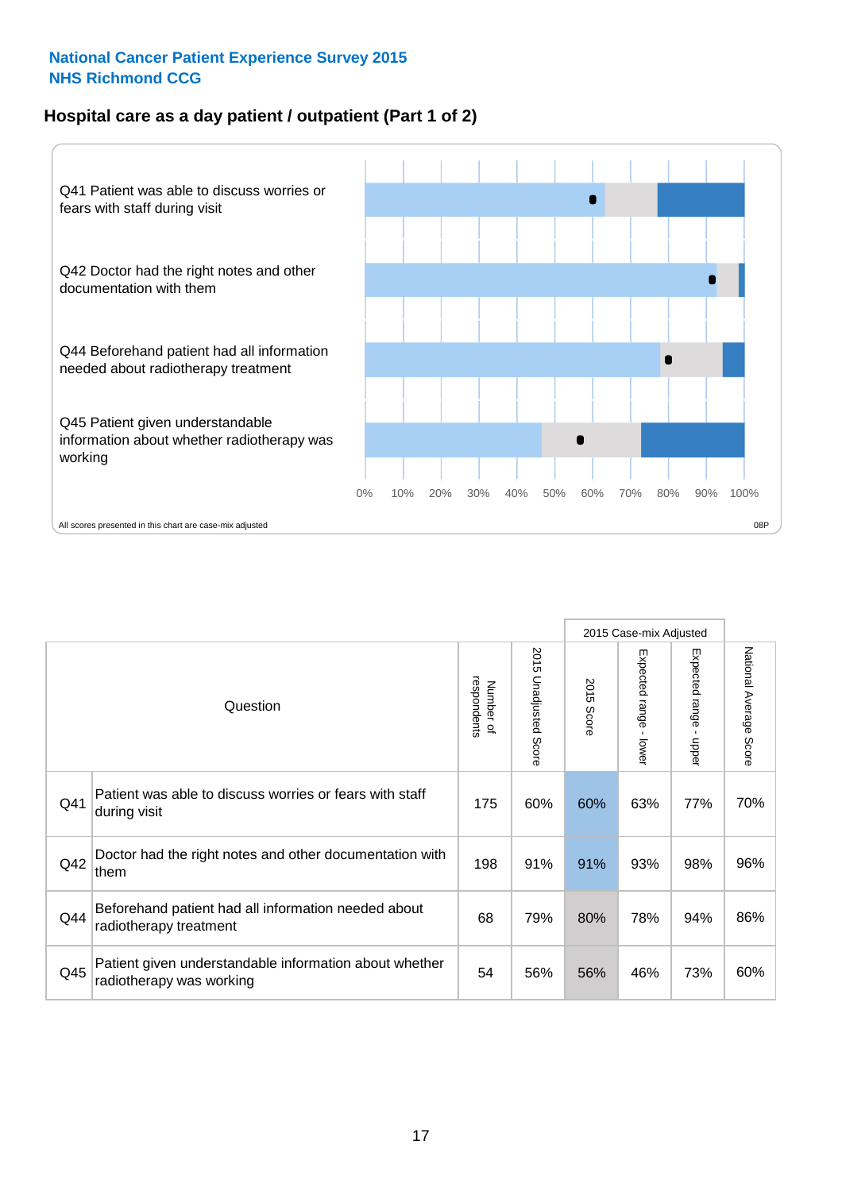**National Cancer Patient Experience Survey 2015**
**NHS Richmond CCG**

## Hospital care as a day patient / outpatient (Part 1 of 2)

Q41 Patient was able to discuss worries or fears with staff during visit

Q42 Doctor had the right notes and other documentation with them

Q44 Beforehand patient had all information needed about radiotherapy treatment

Q45 Patient given understandable information about whether radiotherapy was working

0% 10% 20% 30% 40% 50% 60% 70% 80% 90% 100%

All scores presented in this chart are case-mix adjusted

08P

| Question | | Number of respondents | 2015 Unadjusted Score | 2015 Case-mix Adjusted | | | National Average Score |
|---|---|---|---|---|---|---|---|
| | | | | 2015 Score | Expected range - lower | Expected range - upper | |
| Q41 | Patient was able to discuss worries or fears with staff during visit | 175 | 60% | 60% | 63% | 77% | 70% |
| Q42 | Doctor had the right notes and other documentation with them | 198 | 91% | 91% | 93% | 98% | 96% |
| Q44 | Beforehand patient had all information needed about radiotherapy treatment | 68 | 79% | 80% | 78% | 94% | 86% |
| Q45 | Patient given understandable information about whether radiotherapy was working | 54 | 56% | 56% | 46% | 73% | 60% |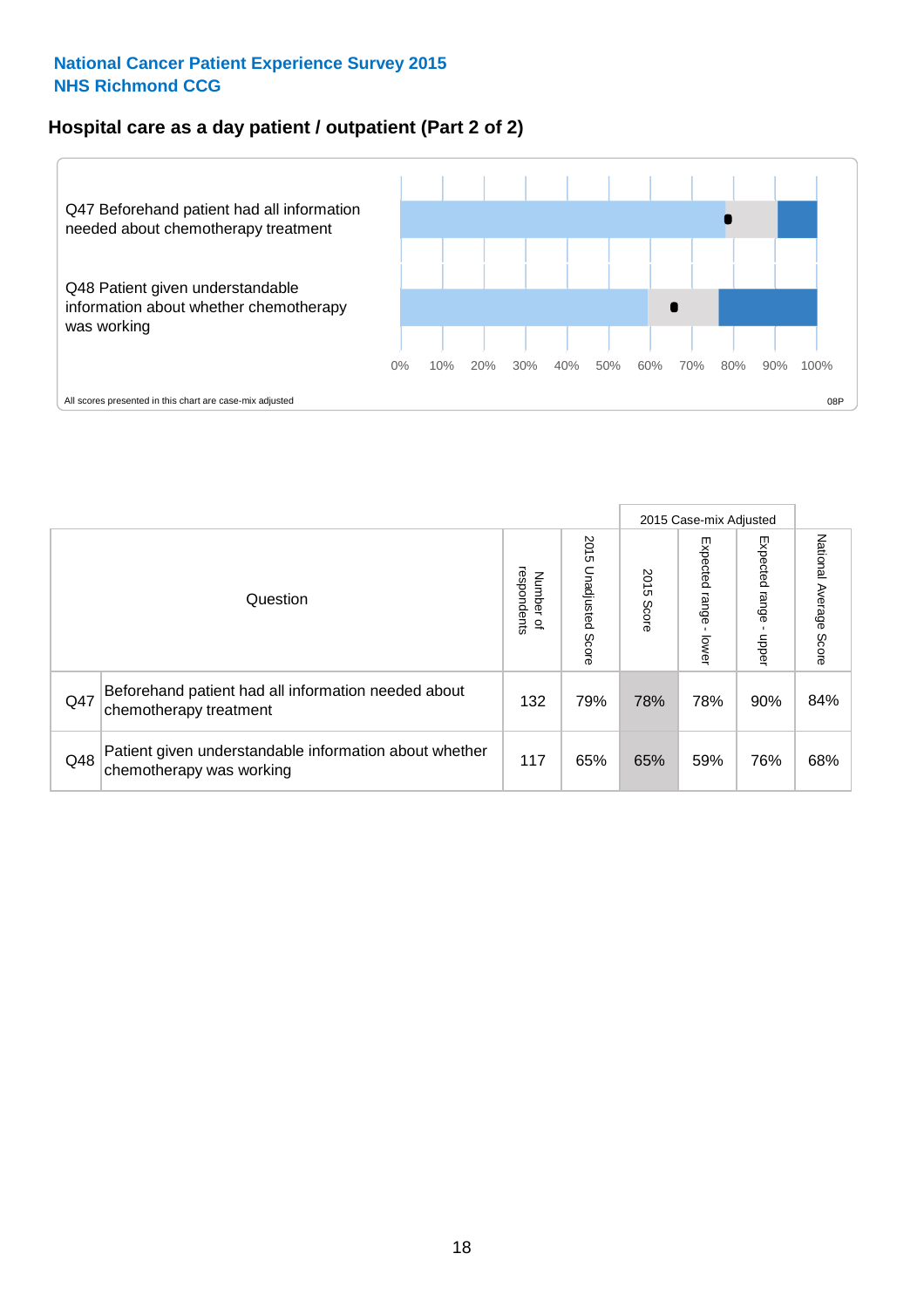## National Cancer Patient Experience Survey 2015
## NHS Richmond CCG

### Hospital care as a day patient / outpatient (Part 2 of 2)

Q47 Beforehand patient had all information needed about chemotherapy treatment

Q48 Patient given understandable information about whether chemotherapy was working

0% 10% 20% 30% 40% 50% 60% 70% 80% 90% 100%

All scores presented in this chart are case-mix adjusted

08P

| Question | | Number of respondents | 2015 Unadjusted Score | 2015 Case-mix Adjusted: 2015 Score | 2015 Case-mix Adjusted: Expected range - lower | 2015 Case-mix Adjusted: Expected range - upper | National Average Score |
|---|---|---|---|---|---|---|---|
| Q47 | Beforehand patient had all information needed about chemotherapy treatment | 132 | 79% | 78% | 78% | 90% | 84% |
| Q48 | Patient given understandable information about whether chemotherapy was working | 117 | 65% | 65% | 59% | 76% | 68% |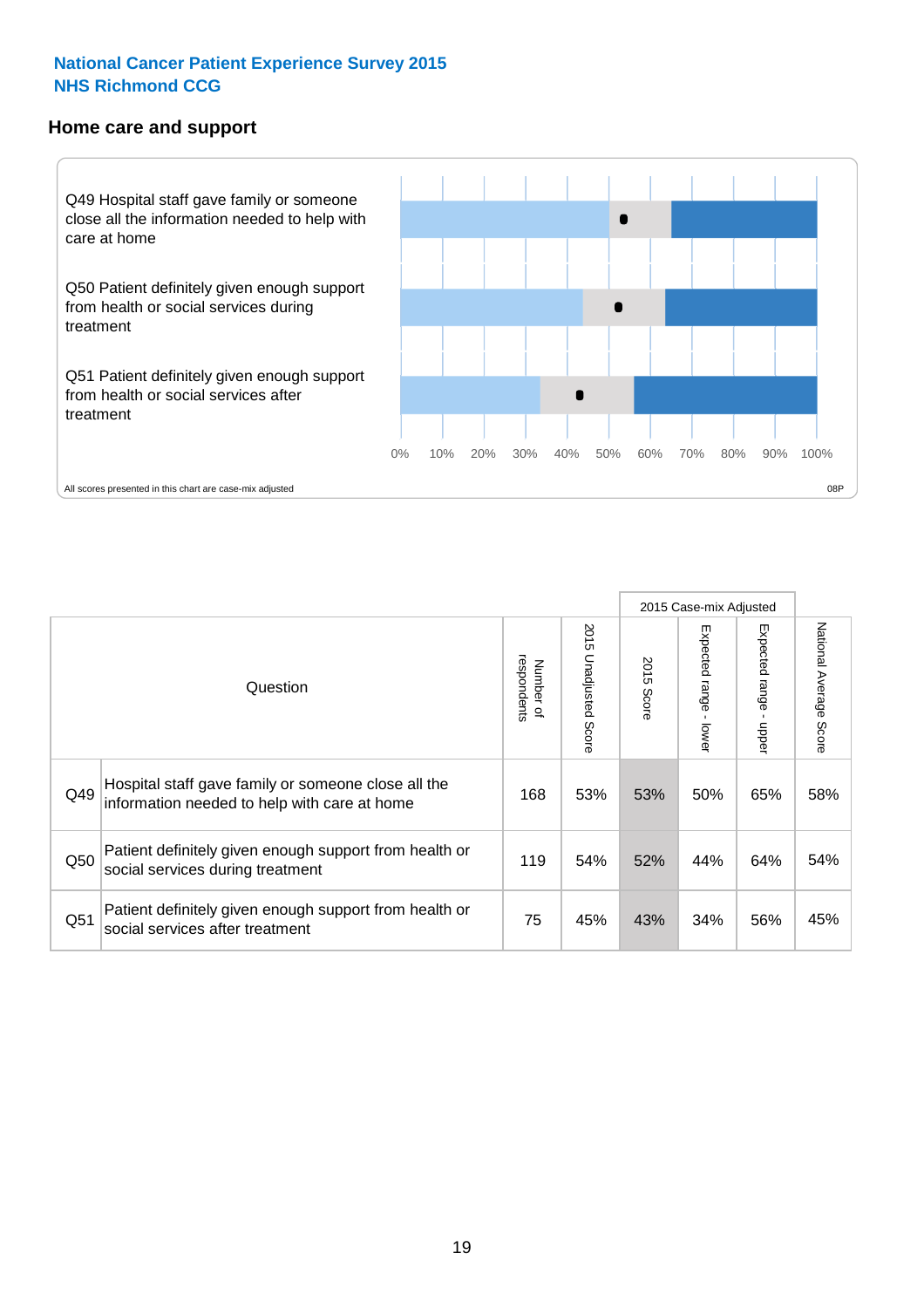## National Cancer Patient Experience Survey 2015
## NHS Richmond CCG

### Home care and support

Q49 Hospital staff gave family or someone close all the information needed to help with care at home

Q50 Patient definitely given enough support from health or social services during treatment

Q51 Patient definitely given enough support from health or social services after treatment

0% 10% 20% 30% 40% 50% 60% 70% 80% 90% 100%

All scores presented in this chart are case-mix adjusted

08P

| | Question | Number of respondents | 2015 Unadjusted Score | 2015 Case-mix Adjusted | | | National Average Score |
|---|---|---|---|---|---|---|---|
| | | | | 2015 Score | Expected range - lower | Expected range - upper | |
| Q49 | Hospital staff gave family or someone close all the information needed to help with care at home | 168 | 53% | 53% | 50% | 65% | 58% |
| Q50 | Patient definitely given enough support from health or social services during treatment | 119 | 54% | 52% | 44% | 64% | 54% |
| Q51 | Patient definitely given enough support from health or social services after treatment | 75 | 45% | 43% | 34% | 56% | 45% |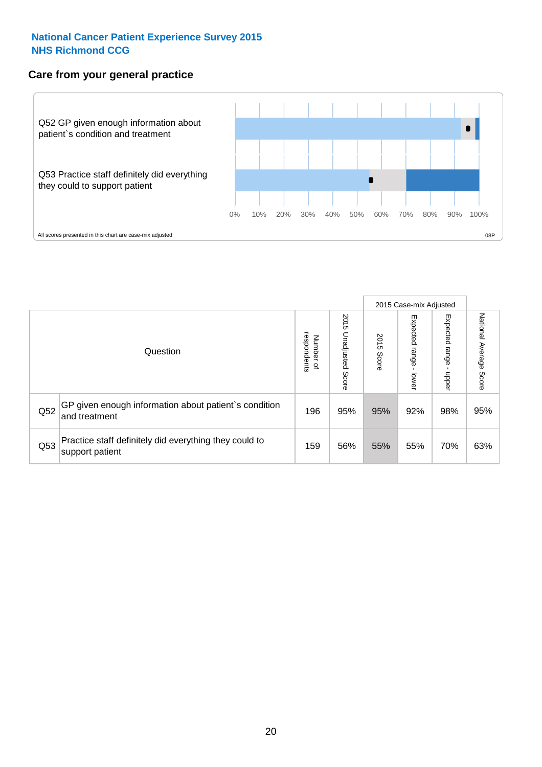**National Cancer Patient Experience Survey 2015**
**NHS Richmond CCG**

## Care from your general practice

Q52 GP given enough information about patient`s condition and treatment

Q53 Practice staff definitely did everything they could to support patient

0% 10% 20% 30% 40% 50% 60% 70% 80% 90% 100%

All scores presented in this chart are case-mix adjusted

08P

| Question | | Number of respondents | 2015 Unadjusted Score | 2015 Case-mix Adjusted 2015 Score | 2015 Case-mix Adjusted Expected range - lower | 2015 Case-mix Adjusted Expected range - upper | National Average Score |
|---|---|---|---|---|---|---|---|
| Q52 | GP given enough information about patient`s condition and treatment | 196 | 95% | 95% | 92% | 98% | 95% |
| Q53 | Practice staff definitely did everything they could to support patient | 159 | 56% | 55% | 55% | 70% | 63% |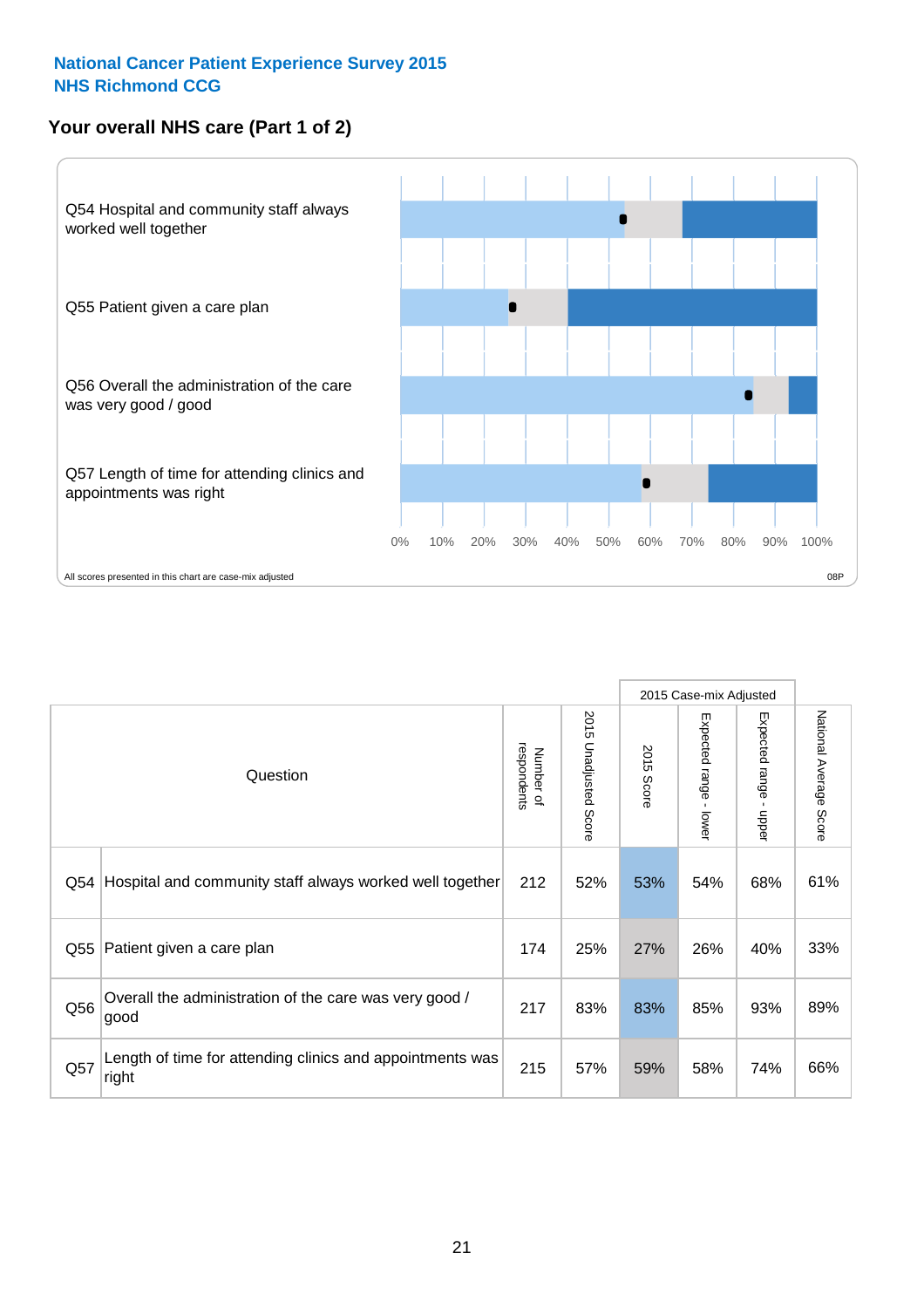**National Cancer Patient Experience Survey 2015**
**NHS Richmond CCG**

## Your overall NHS care (Part 1 of 2)

Q54 Hospital and community staff always worked well together

Q55 Patient given a care plan

Q56 Overall the administration of the care was very good / good

Q57 Length of time for attending clinics and appointments was right

0% 10% 20% 30% 40% 50% 60% 70% 80% 90% 100%

All scores presented in this chart are case-mix adjusted

08P

| Question | | Number of respondents | 2015 Unadjusted Score | 2015 Case-mix Adjusted | | | National Average Score |
|---|---|---|---|---|---|---|---|
| | | | | 2015 Score | Expected range - lower | Expected range - upper | |
| Q54 | Hospital and community staff always worked well together | 212 | 52% | 53% | 54% | 68% | 61% |
| Q55 | Patient given a care plan | 174 | 25% | 27% | 26% | 40% | 33% |
| Q56 | Overall the administration of the care was very good / good | 217 | 83% | 83% | 85% | 93% | 89% |
| Q57 | Length of time for attending clinics and appointments was right | 215 | 57% | 59% | 58% | 74% | 66% |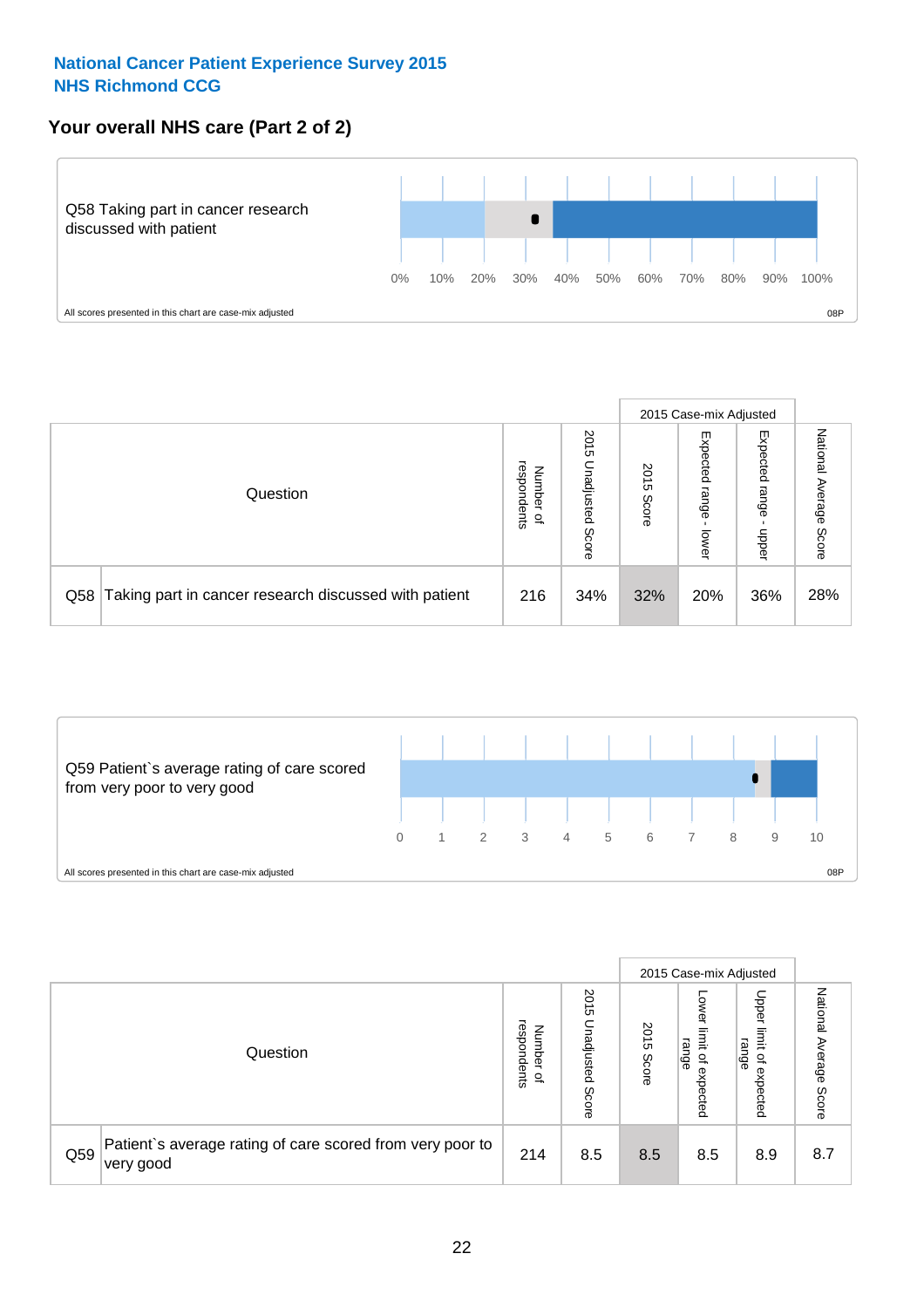**National Cancer Patient Experience Survey 2015**
**NHS Richmond CCG**

## Your overall NHS care (Part 2 of 2)

Q58 Taking part in cancer research discussed with patient

0% 10% 20% 30% 40% 50% 60% 70% 80% 90% 100%

All scores presented in this chart are case-mix adjusted

08P

| Question | | Number of respondents | 2015 Unadjusted Score | 2015 Case-mix Adjusted | | | National Average Score |
|---|---|---|---|---|---|---|---|
| | | | | 2015 Score | Expected range - lower | Expected range - upper | |
| Q58 | Taking part in cancer research discussed with patient | 216 | 34% | 32% | 20% | 36% | 28% |

Q59 Patient`s average rating of care scored from very poor to very good

0 1 2 3 4 5 6 7 8 9 10

All scores presented in this chart are case-mix adjusted

08P

| Question | | Number of respondents | 2015 Unadjusted Score | 2015 Case-mix Adjusted | | | National Average Score |
|---|---|---|---|---|---|---|---|
| | | | | 2015 Score | Lower limit of expected range | Upper limit of expected range | |
| Q59 | Patient`s average rating of care scored from very poor to very good | 214 | 8.5 | 8.5 | 8.5 | 8.9 | 8.7 |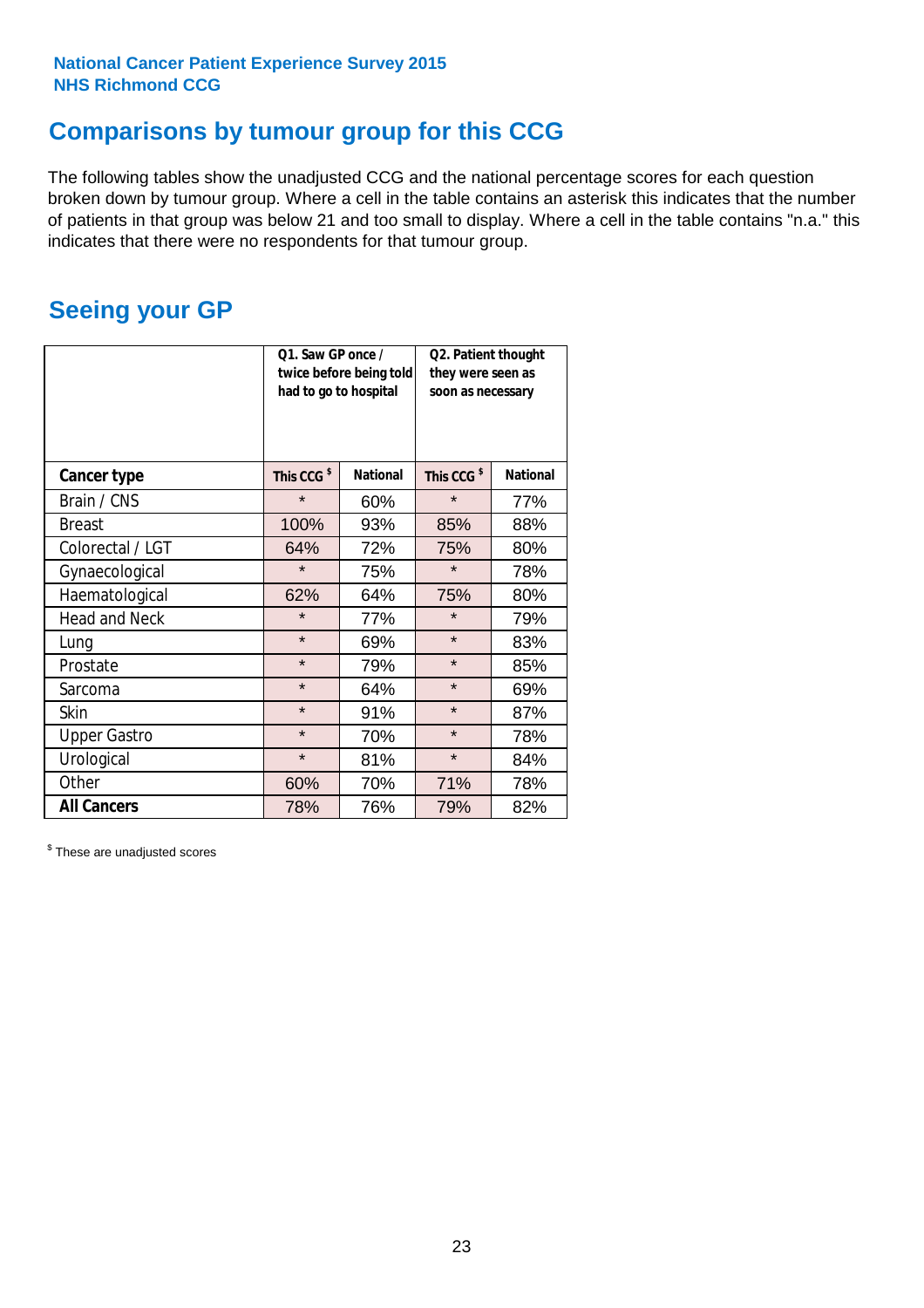National Cancer Patient Experience Survey 2015
NHS Richmond CCG

## Comparisons by tumour group for this CCG

The following tables show the unadjusted CCG and the national percentage scores for each question broken down by tumour group. Where a cell in the table contains an asterisk this indicates that the number of patients in that group was below 21 and too small to display. Where a cell in the table contains "n.a." this indicates that there were no respondents for that tumour group.

## Seeing your GP

| | Q1. Saw GP once / twice before being told had to go to hospital | | Q2. Patient thought they were seen as soon as necessary | |
|---|---|---|---|---|
| **Cancer type** | This CCG [$] | National | This CCG [$] | National |
| Brain / CNS | * | 60% | * | 77% |
| Breast | 100% | 93% | 85% | 88% |
| Colorectal / LGT | 64% | 72% | 75% | 80% |
| Gynaecological | * | 75% | * | 78% |
| Haematological | 62% | 64% | 75% | 80% |
| Head and Neck | * | 77% | * | 79% |
| Lung | * | 69% | * | 83% |
| Prostate | * | 79% | * | 85% |
| Sarcoma | * | 64% | * | 69% |
| Skin | * | 91% | * | 87% |
| Upper Gastro | * | 70% | * | 78% |
| Urological | * | 81% | * | 84% |
| Other | 60% | 70% | 71% | 78% |
| **All Cancers** | 78% | 76% | 79% | 82% |

[$] These are unadjusted scores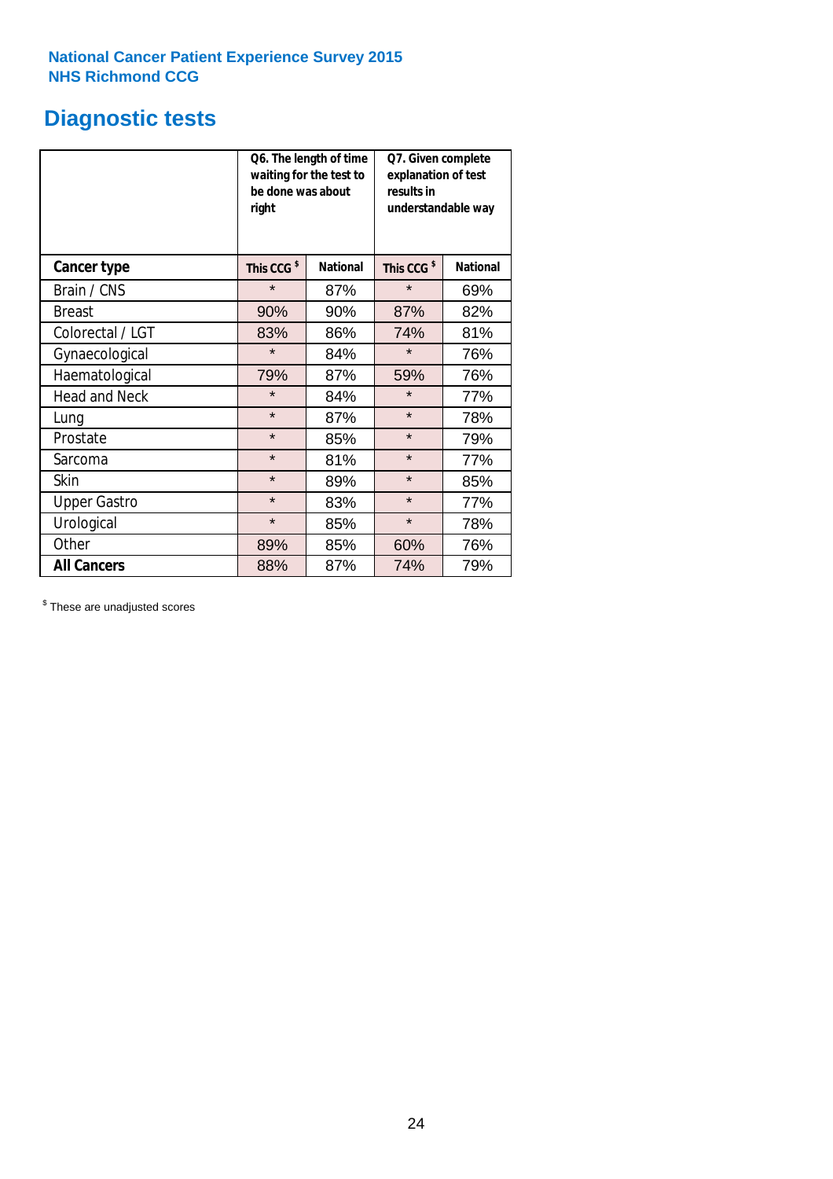**National Cancer Patient Experience Survey 2015**
**NHS Richmond CCG**

# Diagnostic tests

| | Q6. The length of time waiting for the test to be done was about right | | Q7. Given complete explanation of test results in understandable way | |
|---|---|---|---|---|
| **Cancer type** | **This CCG $** | **National** | **This CCG $** | **National** |
| Brain / CNS | * | 87% | * | 69% |
| Breast | 90% | 90% | 87% | 82% |
| Colorectal / LGT | 83% | 86% | 74% | 81% |
| Gynaecological | * | 84% | * | 76% |
| Haematological | 79% | 87% | 59% | 76% |
| Head and Neck | * | 84% | * | 77% |
| Lung | * | 87% | * | 78% |
| Prostate | * | 85% | * | 79% |
| Sarcoma | * | 81% | * | 77% |
| Skin | * | 89% | * | 85% |
| Upper Gastro | * | 83% | * | 77% |
| Urological | * | 85% | * | 78% |
| Other | 89% | 85% | 60% | 76% |
| **All Cancers** | 88% | 87% | 74% | 79% |

$ These are unadjusted scores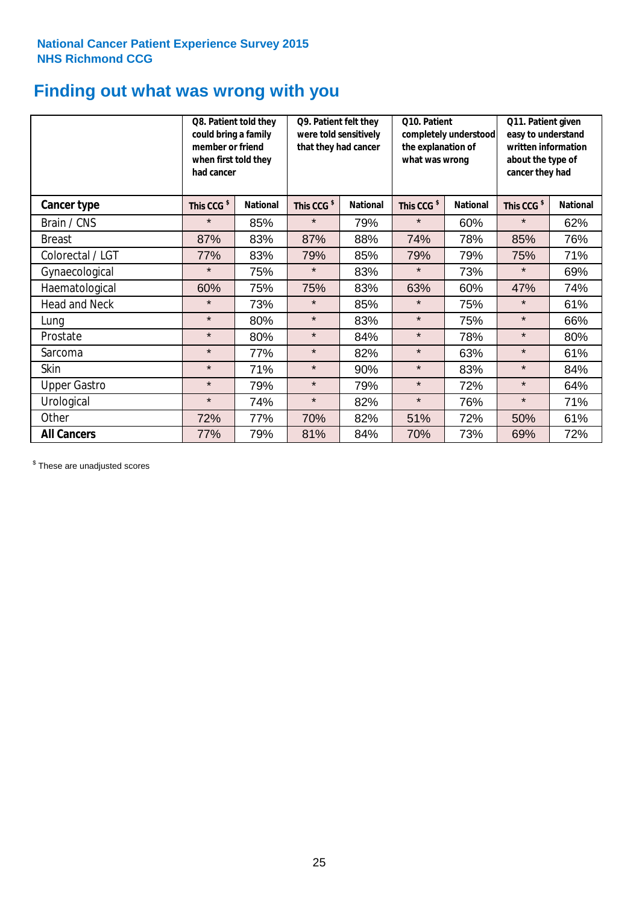National Cancer Patient Experience Survey 2015
NHS Richmond CCG

# Finding out what was wrong with you

| | Q8. Patient told they could bring a family member or friend when first told they had cancer | | Q9. Patient felt they were told sensitively that they had cancer | | Q10. Patient completely understood the explanation of what was wrong | | Q11. Patient given easy to understand written information about the type of cancer they had | |
|---|---|---|---|---|---|---|---|---|
| **Cancer type** | This CCG $ | National | This CCG $ | National | This CCG $ | National | This CCG $ | National |
| Brain / CNS | * | 85% | * | 79% | * | 60% | * | 62% |
| Breast | 87% | 83% | 87% | 88% | 74% | 78% | 85% | 76% |
| Colorectal / LGT | 77% | 83% | 79% | 85% | 79% | 79% | 75% | 71% |
| Gynaecological | * | 75% | * | 83% | * | 73% | * | 69% |
| Haematological | 60% | 75% | 75% | 83% | 63% | 60% | 47% | 74% |
| Head and Neck | * | 73% | * | 85% | * | 75% | * | 61% |
| Lung | * | 80% | * | 83% | * | 75% | * | 66% |
| Prostate | * | 80% | * | 84% | * | 78% | * | 80% |
| Sarcoma | * | 77% | * | 82% | * | 63% | * | 61% |
| Skin | * | 71% | * | 90% | * | 83% | * | 84% |
| Upper Gastro | * | 79% | * | 79% | * | 72% | * | 64% |
| Urological | * | 74% | * | 82% | * | 76% | * | 71% |
| Other | 72% | 77% | 70% | 82% | 51% | 72% | 50% | 61% |
| **All Cancers** | 77% | 79% | 81% | 84% | 70% | 73% | 69% | 72% |

$ These are unadjusted scores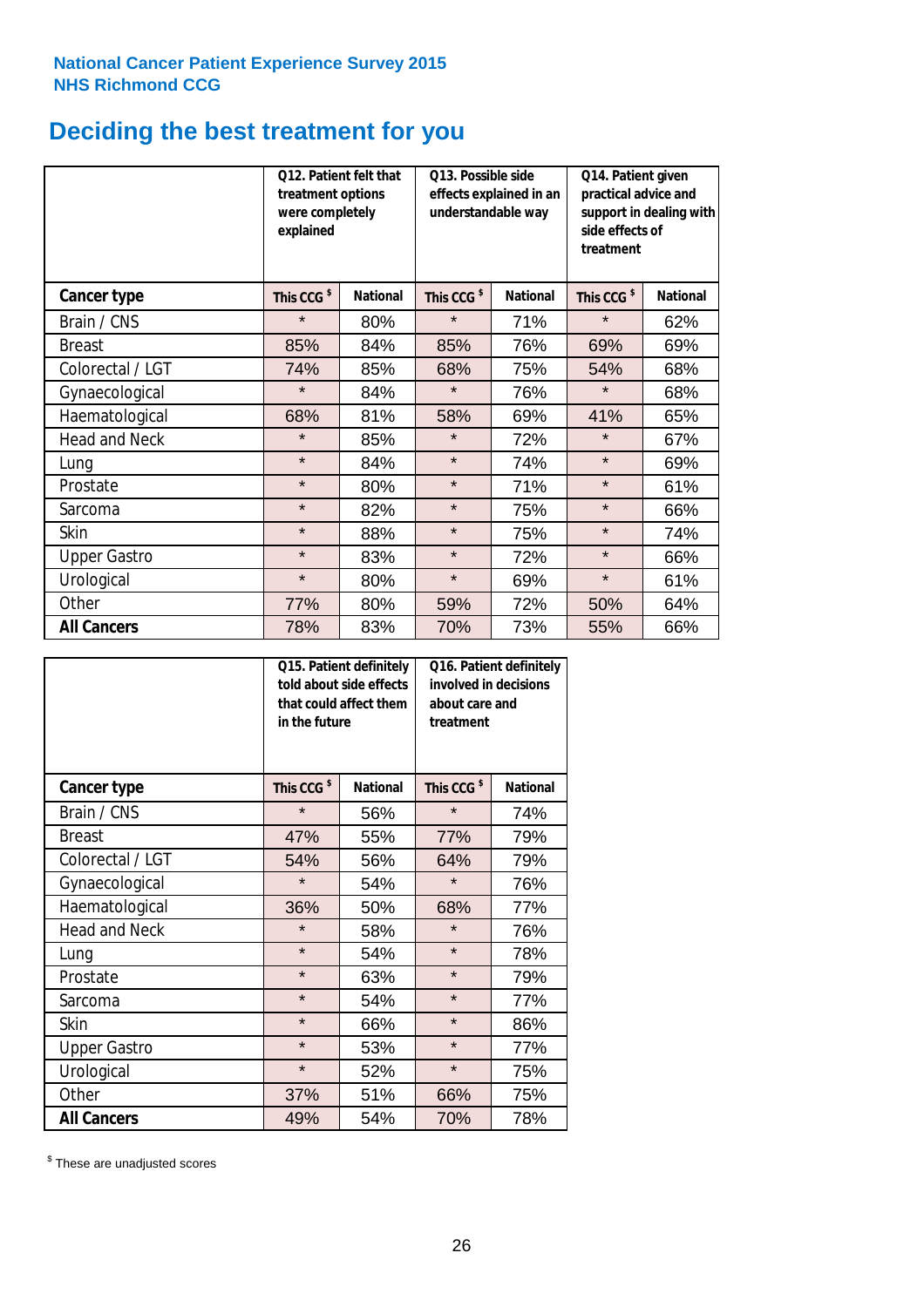**National Cancer Patient Experience Survey 2015**
**NHS Richmond CCG**

# Deciding the best treatment for you

| | Q12. Patient felt that treatment options were completely explained | | Q13. Possible side effects explained in an understandable way | | Q14. Patient given practical advice and support in dealing with side effects of treatment | |
|---|---|---|---|---|---|---|
| **Cancer type** | **This CCG $** | **National** | **This CCG $** | **National** | **This CCG $** | **National** |
| Brain / CNS | * | 80% | * | 71% | * | 62% |
| Breast | 85% | 84% | 85% | 76% | 69% | 69% |
| Colorectal / LGT | 74% | 85% | 68% | 75% | 54% | 68% |
| Gynaecological | * | 84% | * | 76% | * | 68% |
| Haematological | 68% | 81% | 58% | 69% | 41% | 65% |
| Head and Neck | * | 85% | * | 72% | * | 67% |
| Lung | * | 84% | * | 74% | * | 69% |
| Prostate | * | 80% | * | 71% | * | 61% |
| Sarcoma | * | 82% | * | 75% | * | 66% |
| Skin | * | 88% | * | 75% | * | 74% |
| Upper Gastro | * | 83% | * | 72% | * | 66% |
| Urological | * | 80% | * | 69% | * | 61% |
| Other | 77% | 80% | 59% | 72% | 50% | 64% |
| **All Cancers** | 78% | 83% | 70% | 73% | 55% | 66% |

| | Q15. Patient definitely told about side effects that could affect them in the future | | Q16. Patient definitely involved in decisions about care and treatment | |
|---|---|---|---|---|
| **Cancer type** | **This CCG $** | **National** | **This CCG $** | **National** |
| Brain / CNS | * | 56% | * | 74% |
| Breast | 47% | 55% | 77% | 79% |
| Colorectal / LGT | 54% | 56% | 64% | 79% |
| Gynaecological | * | 54% | * | 76% |
| Haematological | 36% | 50% | 68% | 77% |
| Head and Neck | * | 58% | * | 76% |
| Lung | * | 54% | * | 78% |
| Prostate | * | 63% | * | 79% |
| Sarcoma | * | 54% | * | 77% |
| Skin | * | 66% | * | 86% |
| Upper Gastro | * | 53% | * | 77% |
| Urological | * | 52% | * | 75% |
| Other | 37% | 51% | 66% | 75% |
| **All Cancers** | 49% | 54% | 70% | 78% |

$ These are unadjusted scores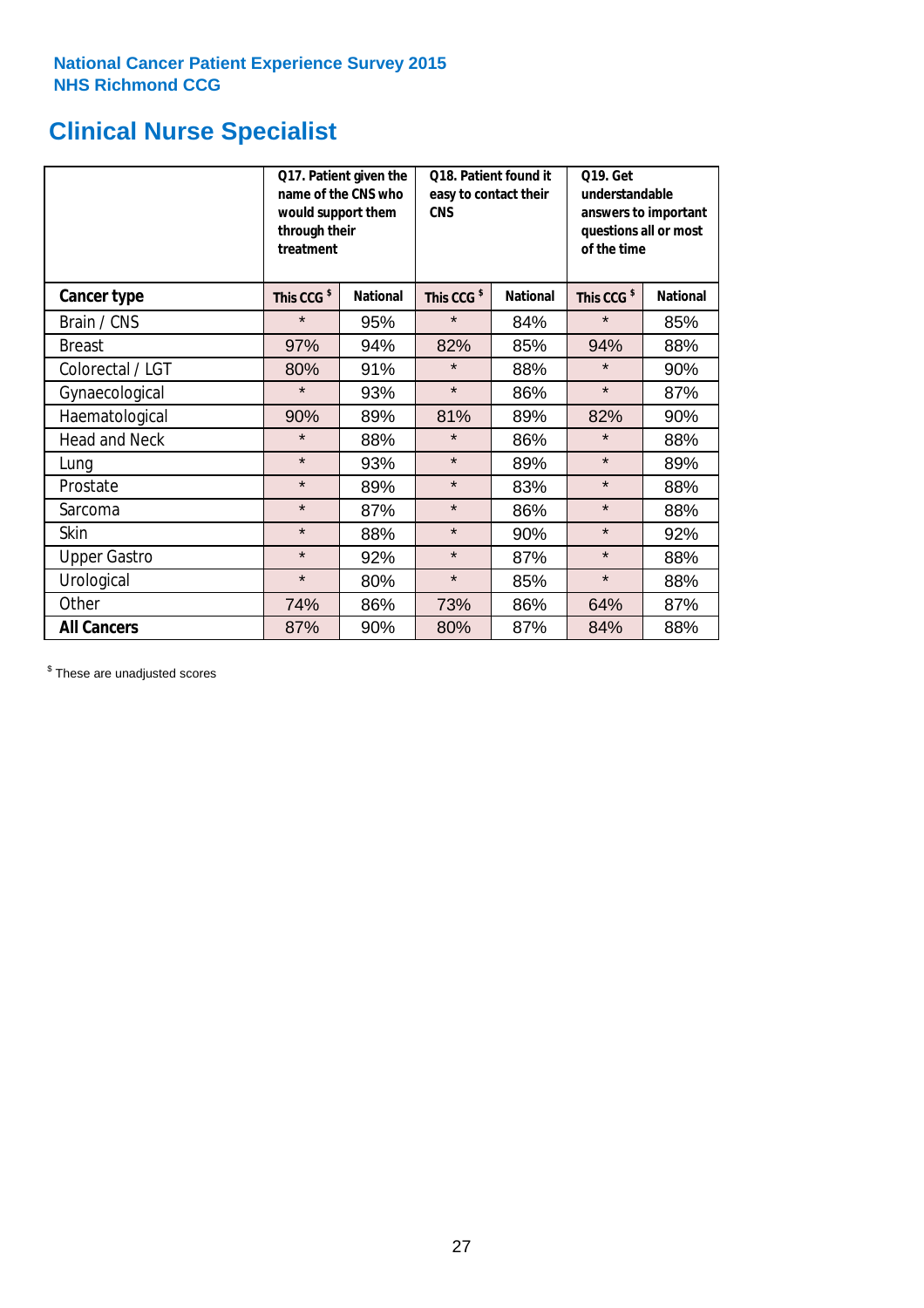National Cancer Patient Experience Survey 2015
NHS Richmond CCG

# Clinical Nurse Specialist

| | Q17. Patient given the name of the CNS who would support them through their treatment | | Q18. Patient found it easy to contact their CNS | | Q19. Get understandable answers to important questions all or most of the time | |
|---|---|---|---|---|---|---|
| **Cancer type** | This CCG $ | National | This CCG $ | National | This CCG $ | National |
| Brain / CNS | * | 95% | * | 84% | * | 85% |
| Breast | 97% | 94% | 82% | 85% | 94% | 88% |
| Colorectal / LGT | 80% | 91% | * | 88% | * | 90% |
| Gynaecological | * | 93% | * | 86% | * | 87% |
| Haematological | 90% | 89% | 81% | 89% | 82% | 90% |
| Head and Neck | * | 88% | * | 86% | * | 88% |
| Lung | * | 93% | * | 89% | * | 89% |
| Prostate | * | 89% | * | 83% | * | 88% |
| Sarcoma | * | 87% | * | 86% | * | 88% |
| Skin | * | 88% | * | 90% | * | 92% |
| Upper Gastro | * | 92% | * | 87% | * | 88% |
| Urological | * | 80% | * | 85% | * | 88% |
| Other | 74% | 86% | 73% | 86% | 64% | 87% |
| **All Cancers** | 87% | 90% | 80% | 87% | 84% | 88% |

$ These are unadjusted scores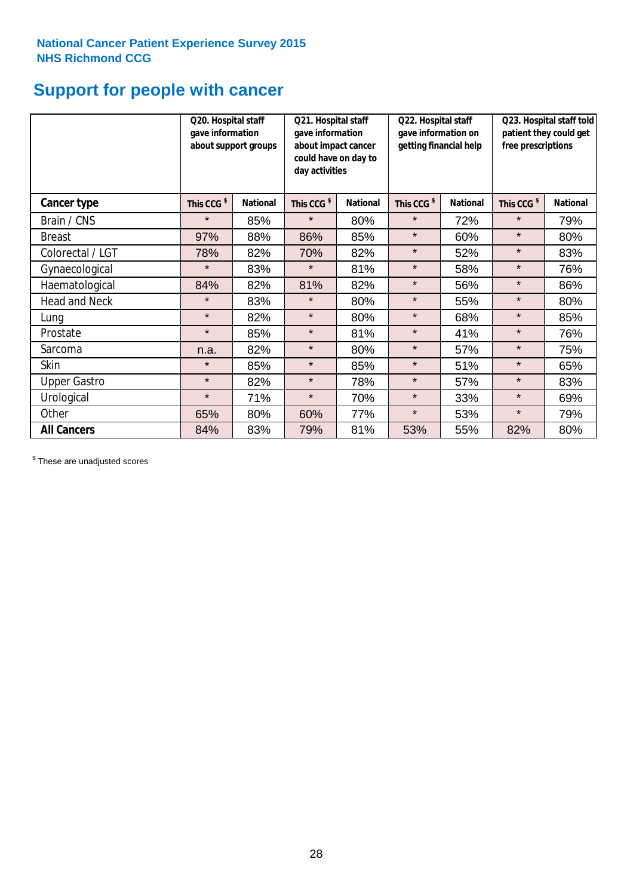National Cancer Patient Experience Survey 2015
NHS Richmond CCG

# Support for people with cancer

| | Q20. Hospital staff gave information about support groups | | Q21. Hospital staff gave information about impact cancer could have on day to day activities | | Q22. Hospital staff gave information on getting financial help | | Q23. Hospital staff told patient they could get free prescriptions | |
|---|---|---|---|---|---|---|---|---|
| **Cancer type** | **This CCG $** | **National** | **This CCG $** | **National** | **This CCG $** | **National** | **This CCG $** | **National** |
| Brain / CNS | * | 85% | * | 80% | * | 72% | * | 79% |
| Breast | 97% | 88% | 86% | 85% | * | 60% | * | 80% |
| Colorectal / LGT | 78% | 82% | 70% | 82% | * | 52% | * | 83% |
| Gynaecological | * | 83% | * | 81% | * | 58% | * | 76% |
| Haematological | 84% | 82% | 81% | 82% | * | 56% | * | 86% |
| Head and Neck | * | 83% | * | 80% | * | 55% | * | 80% |
| Lung | * | 82% | * | 80% | * | 68% | * | 85% |
| Prostate | * | 85% | * | 81% | * | 41% | * | 76% |
| Sarcoma | n.a. | 82% | * | 80% | * | 57% | * | 75% |
| Skin | * | 85% | * | 85% | * | 51% | * | 65% |
| Upper Gastro | * | 82% | * | 78% | * | 57% | * | 83% |
| Urological | * | 71% | * | 70% | * | 33% | * | 69% |
| Other | 65% | 80% | 60% | 77% | * | 53% | * | 79% |
| **All Cancers** | 84% | 83% | 79% | 81% | 53% | 55% | 82% | 80% |

$ These are unadjusted scores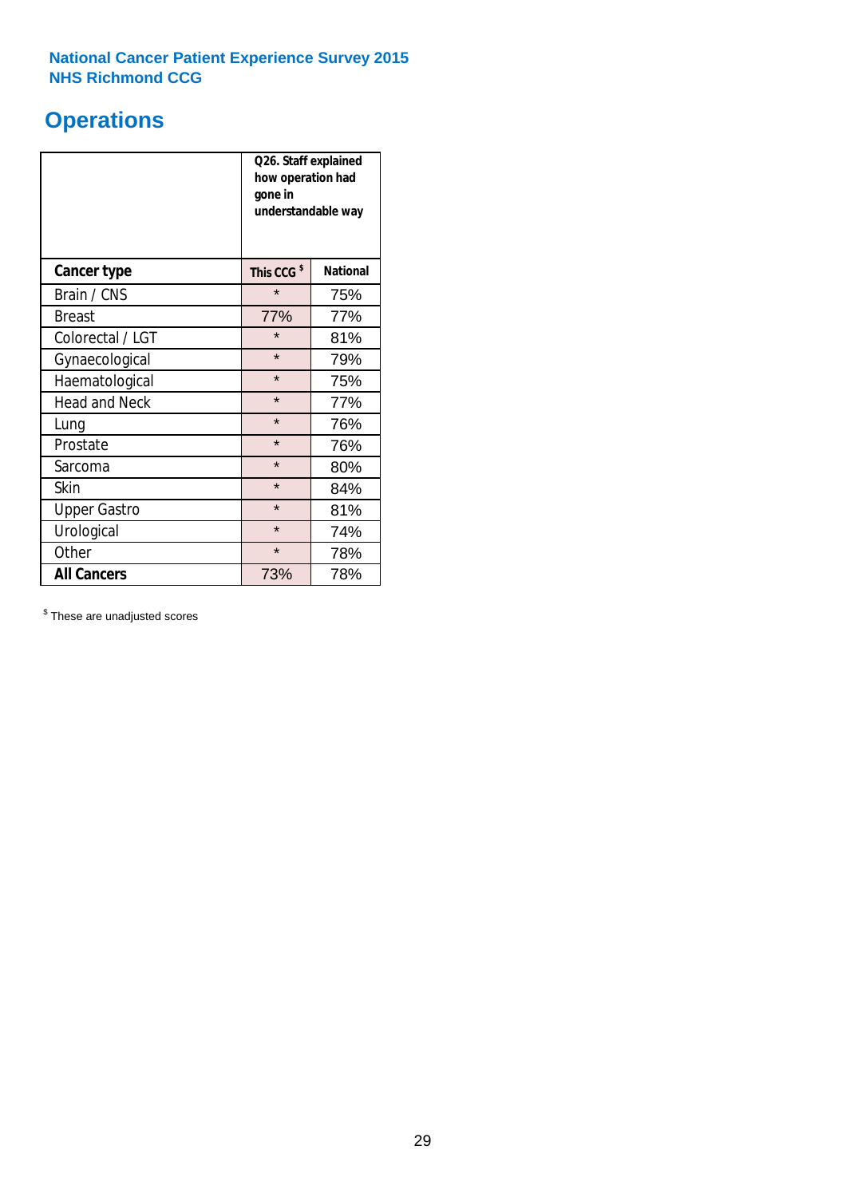National Cancer Patient Experience Survey 2015
NHS Richmond CCG

# Operations

| | Q26. Staff explained how operation had gone in understandable way | |
|---|---|---|
| **Cancer type** | **This CCG [$]** | **National** |
| Brain / CNS | * | 75% |
| Breast | 77% | 77% |
| Colorectal / LGT | * | 81% |
| Gynaecological | * | 79% |
| Haematological | * | 75% |
| Head and Neck | * | 77% |
| Lung | * | 76% |
| Prostate | * | 76% |
| Sarcoma | * | 80% |
| Skin | * | 84% |
| Upper Gastro | * | 81% |
| Urological | * | 74% |
| Other | * | 78% |
| **All Cancers** | 73% | 78% |

[$] These are unadjusted scores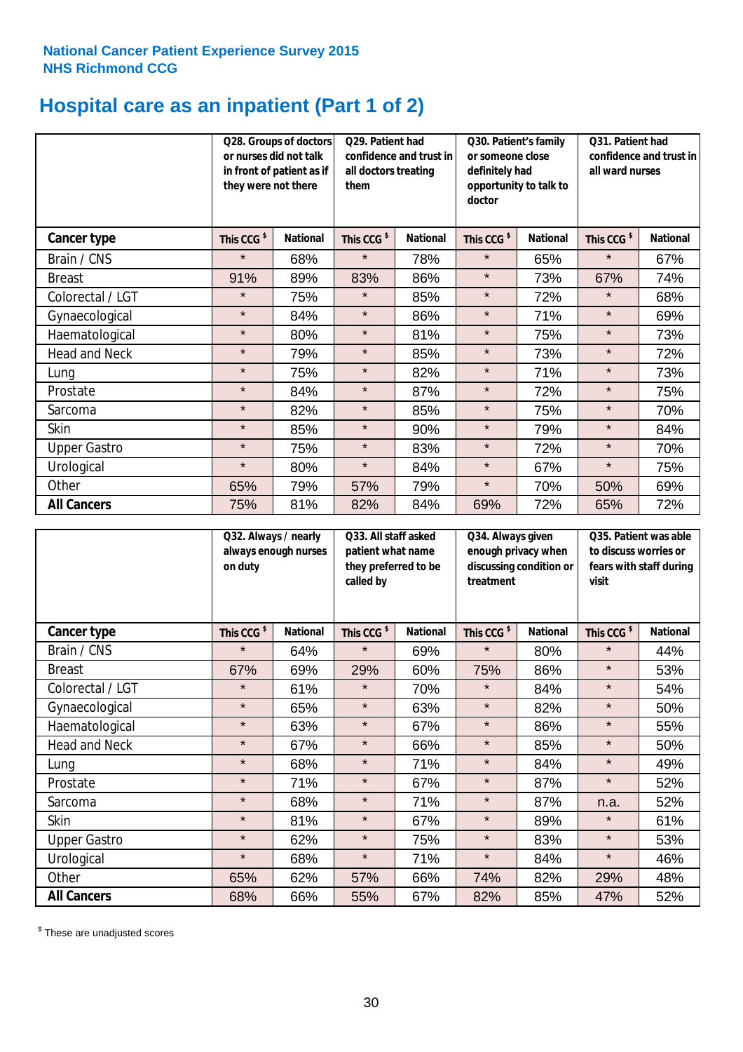National Cancer Patient Experience Survey 2015
NHS Richmond CCG

# Hospital care as an inpatient (Part 1 of 2)

| | Q28. Groups of doctors or nurses did not talk in front of patient as if they were not there | | Q29. Patient had confidence and trust in all doctors treating them | | Q30. Patient's family or someone close definitely had opportunity to talk to doctor | | Q31. Patient had confidence and trust in all ward nurses | |
|---|---|---|---|---|---|---|---|---|
| **Cancer type** | This CCG $ | National | This CCG $ | National | This CCG $ | National | This CCG $ | National |
| Brain / CNS | * | 68% | * | 78% | * | 65% | * | 67% |
| Breast | 91% | 89% | 83% | 86% | * | 73% | 67% | 74% |
| Colorectal / LGT | * | 75% | * | 85% | * | 72% | * | 68% |
| Gynaecological | * | 84% | * | 86% | * | 71% | * | 69% |
| Haematological | * | 80% | * | 81% | * | 75% | * | 73% |
| Head and Neck | * | 79% | * | 85% | * | 73% | * | 72% |
| Lung | * | 75% | * | 82% | * | 71% | * | 73% |
| Prostate | * | 84% | * | 87% | * | 72% | * | 75% |
| Sarcoma | * | 82% | * | 85% | * | 75% | * | 70% |
| Skin | * | 85% | * | 90% | * | 79% | * | 84% |
| Upper Gastro | * | 75% | * | 83% | * | 72% | * | 70% |
| Urological | * | 80% | * | 84% | * | 67% | * | 75% |
| Other | 65% | 79% | 57% | 79% | * | 70% | 50% | 69% |
| **All Cancers** | 75% | 81% | 82% | 84% | 69% | 72% | 65% | 72% |

| | Q32. Always / nearly always enough nurses on duty | | Q33. All staff asked patient what name they preferred to be called by | | Q34. Always given enough privacy when discussing condition or treatment | | Q35. Patient was able to discuss worries or fears with staff during visit | |
|---|---|---|---|---|---|---|---|---|
| **Cancer type** | This CCG $ | National | This CCG $ | National | This CCG $ | National | This CCG $ | National |
| Brain / CNS | * | 64% | * | 69% | * | 80% | * | 44% |
| Breast | 67% | 69% | 29% | 60% | 75% | 86% | * | 53% |
| Colorectal / LGT | * | 61% | * | 70% | * | 84% | * | 54% |
| Gynaecological | * | 65% | * | 63% | * | 82% | * | 50% |
| Haematological | * | 63% | * | 67% | * | 86% | * | 55% |
| Head and Neck | * | 67% | * | 66% | * | 85% | * | 50% |
| Lung | * | 68% | * | 71% | * | 84% | * | 49% |
| Prostate | * | 71% | * | 67% | * | 87% | * | 52% |
| Sarcoma | * | 68% | * | 71% | * | 87% | n.a. | 52% |
| Skin | * | 81% | * | 67% | * | 89% | * | 61% |
| Upper Gastro | * | 62% | * | 75% | * | 83% | * | 53% |
| Urological | * | 68% | * | 71% | * | 84% | * | 46% |
| Other | 65% | 62% | 57% | 66% | 74% | 82% | 29% | 48% |
| **All Cancers** | 68% | 66% | 55% | 67% | 82% | 85% | 47% | 52% |

$ These are unadjusted scores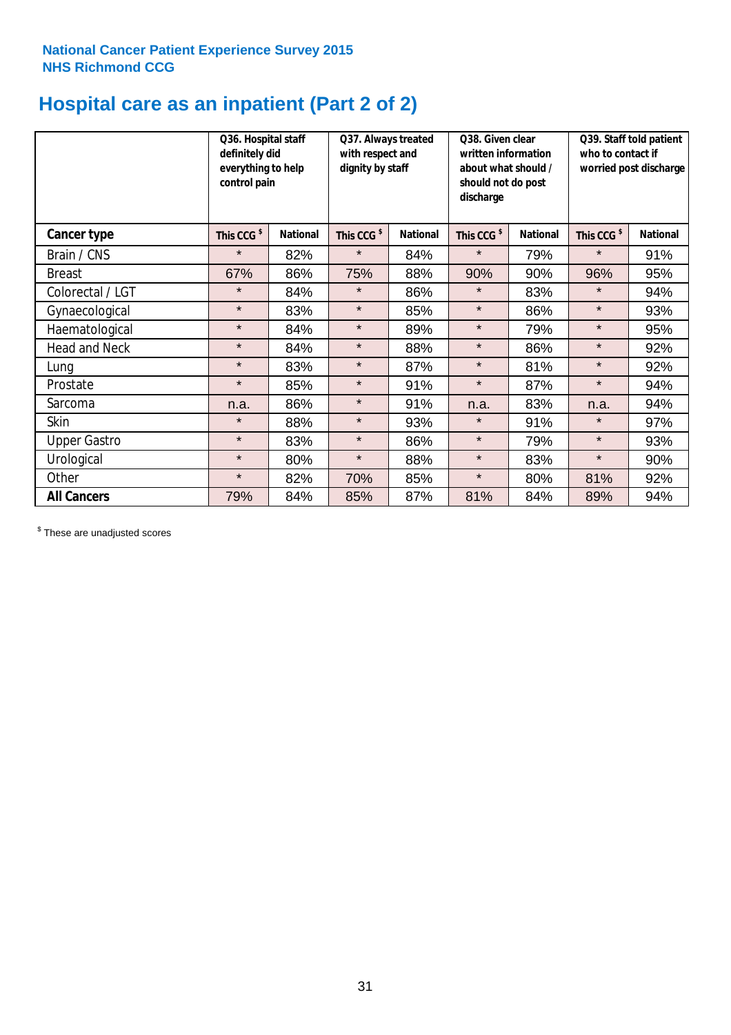National Cancer Patient Experience Survey 2015
NHS Richmond CCG

# Hospital care as an inpatient (Part 2 of 2)

| | Q36. Hospital staff definitely did everything to help control pain | | Q37. Always treated with respect and dignity by staff | | Q38. Given clear written information about what should / should not do post discharge | | Q39. Staff told patient who to contact if worried post discharge | |
|---|---|---|---|---|---|---|---|---|
| **Cancer type** | **This CCG $** | **National** | **This CCG $** | **National** | **This CCG $** | **National** | **This CCG $** | **National** |
| Brain / CNS | * | 82% | * | 84% | * | 79% | * | 91% |
| Breast | 67% | 86% | 75% | 88% | 90% | 90% | 96% | 95% |
| Colorectal / LGT | * | 84% | * | 86% | * | 83% | * | 94% |
| Gynaecological | * | 83% | * | 85% | * | 86% | * | 93% |
| Haematological | * | 84% | * | 89% | * | 79% | * | 95% |
| Head and Neck | * | 84% | * | 88% | * | 86% | * | 92% |
| Lung | * | 83% | * | 87% | * | 81% | * | 92% |
| Prostate | * | 85% | * | 91% | * | 87% | * | 94% |
| Sarcoma | n.a. | 86% | * | 91% | n.a. | 83% | n.a. | 94% |
| Skin | * | 88% | * | 93% | * | 91% | * | 97% |
| Upper Gastro | * | 83% | * | 86% | * | 79% | * | 93% |
| Urological | * | 80% | * | 88% | * | 83% | * | 90% |
| Other | * | 82% | 70% | 85% | * | 80% | 81% | 92% |
| **All Cancers** | 79% | 84% | 85% | 87% | 81% | 84% | 89% | 94% |

$ These are unadjusted scores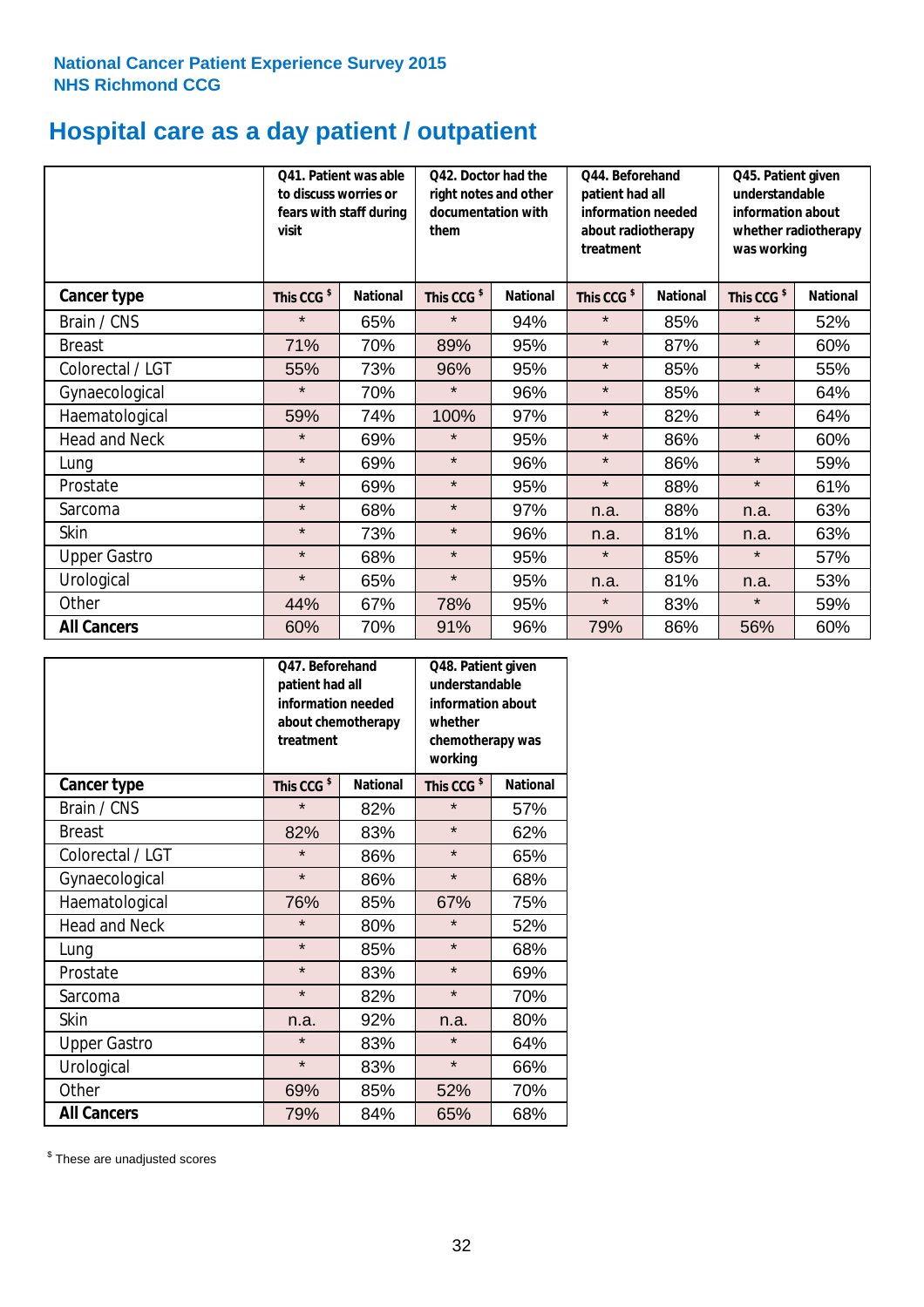National Cancer Patient Experience Survey 2015
NHS Richmond CCG

# Hospital care as a day patient / outpatient

| | Q41. Patient was able to discuss worries or fears with staff during visit | | Q42. Doctor had the right notes and other documentation with them | | Q44. Beforehand patient had all information needed about radiotherapy treatment | | Q45. Patient given understandable information about whether radiotherapy was working | |
|---|---|---|---|---|---|---|---|---|
| **Cancer type** | This CCG $ | National | This CCG $ | National | This CCG $ | National | This CCG $ | National |
| Brain / CNS | * | 65% | * | 94% | * | 85% | * | 52% |
| Breast | 71% | 70% | 89% | 95% | * | 87% | * | 60% |
| Colorectal / LGT | 55% | 73% | 96% | 95% | * | 85% | * | 55% |
| Gynaecological | * | 70% | * | 96% | * | 85% | * | 64% |
| Haematological | 59% | 74% | 100% | 97% | * | 82% | * | 64% |
| Head and Neck | * | 69% | * | 95% | * | 86% | * | 60% |
| Lung | * | 69% | * | 96% | * | 86% | * | 59% |
| Prostate | * | 69% | * | 95% | * | 88% | * | 61% |
| Sarcoma | * | 68% | * | 97% | n.a. | 88% | n.a. | 63% |
| Skin | * | 73% | * | 96% | n.a. | 81% | n.a. | 63% |
| Upper Gastro | * | 68% | * | 95% | * | 85% | * | 57% |
| Urological | * | 65% | * | 95% | n.a. | 81% | n.a. | 53% |
| Other | 44% | 67% | 78% | 95% | * | 83% | * | 59% |
| **All Cancers** | 60% | 70% | 91% | 96% | 79% | 86% | 56% | 60% |

| | Q47. Beforehand patient had all information needed about chemotherapy treatment | | Q48. Patient given understandable information about whether chemotherapy was working | |
|---|---|---|---|---|
| **Cancer type** | This CCG $ | National | This CCG $ | National |
| Brain / CNS | * | 82% | * | 57% |
| Breast | 82% | 83% | * | 62% |
| Colorectal / LGT | * | 86% | * | 65% |
| Gynaecological | * | 86% | * | 68% |
| Haematological | 76% | 85% | 67% | 75% |
| Head and Neck | * | 80% | * | 52% |
| Lung | * | 85% | * | 68% |
| Prostate | * | 83% | * | 69% |
| Sarcoma | * | 82% | * | 70% |
| Skin | n.a. | 92% | n.a. | 80% |
| Upper Gastro | * | 83% | * | 64% |
| Urological | * | 83% | * | 66% |
| Other | 69% | 85% | 52% | 70% |
| **All Cancers** | 79% | 84% | 65% | 68% |

$ These are unadjusted scores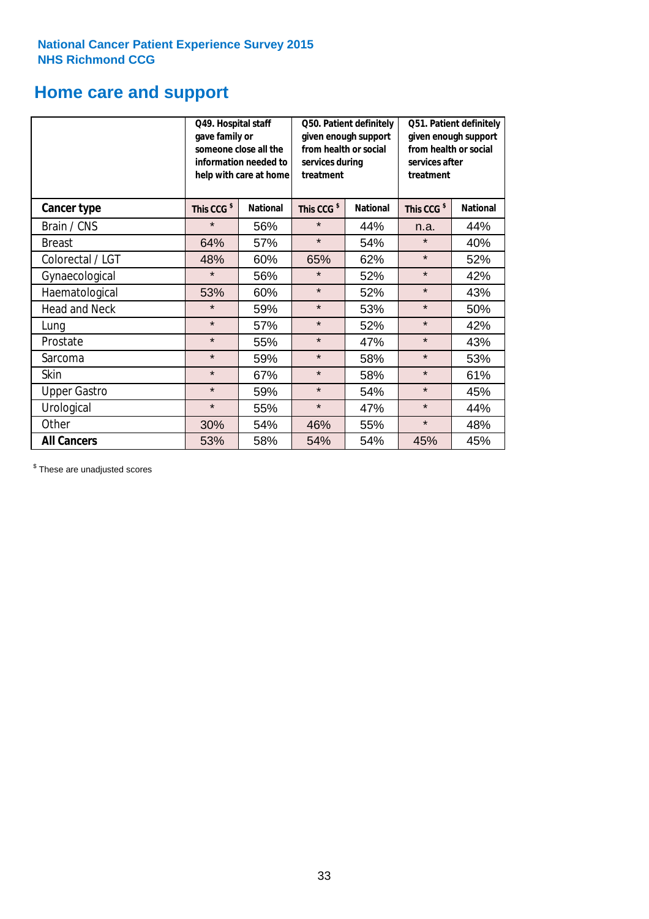National Cancer Patient Experience Survey 2015
NHS Richmond CCG

# Home care and support

| | Q49. Hospital staff gave family or someone close all the information needed to help with care at home | | Q50. Patient definitely given enough support from health or social services during treatment | | Q51. Patient definitely given enough support from health or social services after treatment | |
|---|---|---|---|---|---|---|
| **Cancer type** | **This CCG $** | **National** | **This CCG $** | **National** | **This CCG $** | **National** |
| Brain / CNS | * | 56% | * | 44% | n.a. | 44% |
| Breast | 64% | 57% | * | 54% | * | 40% |
| Colorectal / LGT | 48% | 60% | 65% | 62% | * | 52% |
| Gynaecological | * | 56% | * | 52% | * | 42% |
| Haematological | 53% | 60% | * | 52% | * | 43% |
| Head and Neck | * | 59% | * | 53% | * | 50% |
| Lung | * | 57% | * | 52% | * | 42% |
| Prostate | * | 55% | * | 47% | * | 43% |
| Sarcoma | * | 59% | * | 58% | * | 53% |
| Skin | * | 67% | * | 58% | * | 61% |
| Upper Gastro | * | 59% | * | 54% | * | 45% |
| Urological | * | 55% | * | 47% | * | 44% |
| Other | 30% | 54% | 46% | 55% | * | 48% |
| **All Cancers** | 53% | 58% | 54% | 54% | 45% | 45% |

$ These are unadjusted scores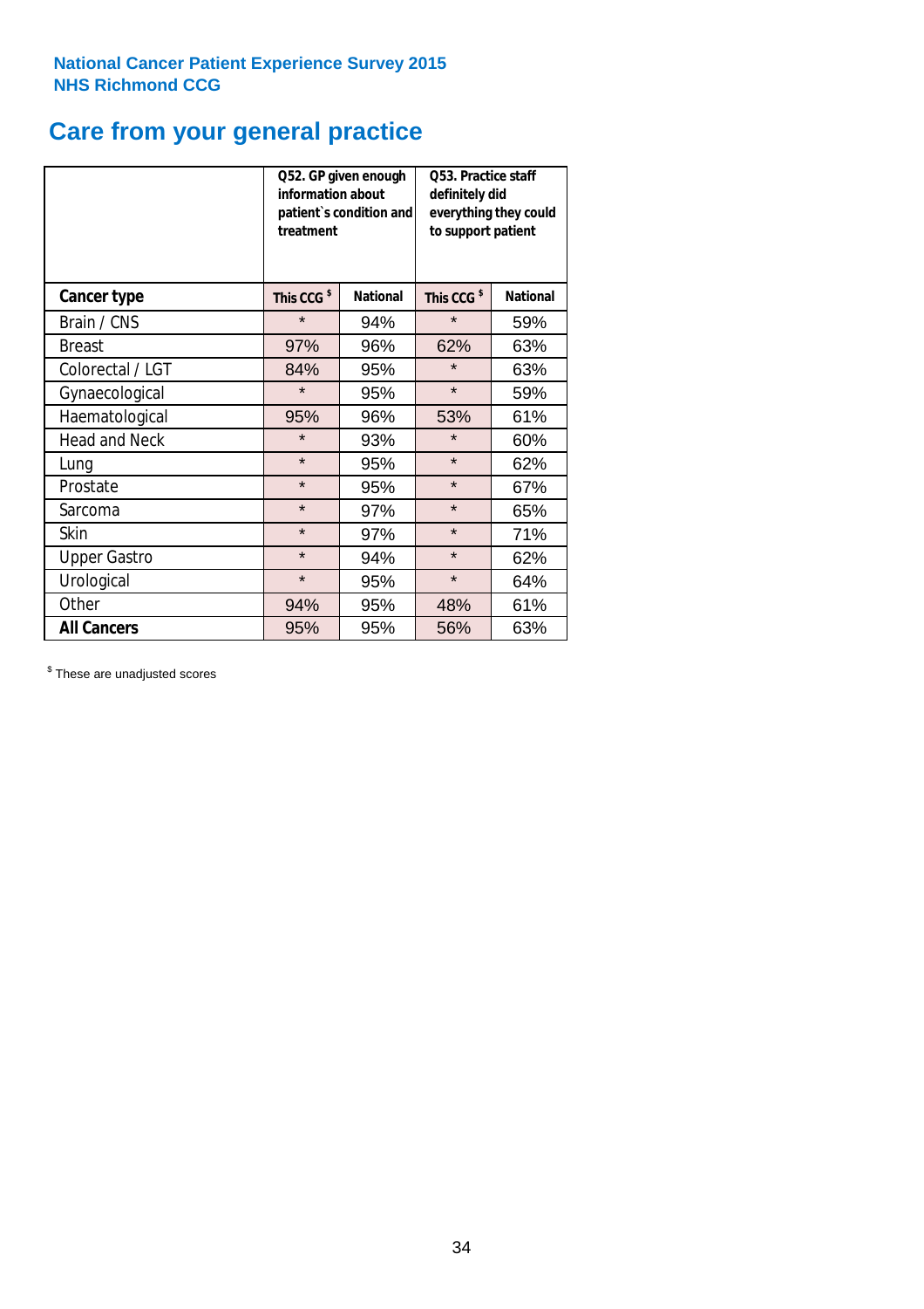National Cancer Patient Experience Survey 2015
NHS Richmond CCG

# Care from your general practice

| | Q52. GP given enough information about patient`s condition and treatment | | Q53. Practice staff definitely did everything they could to support patient | |
|---|---|---|---|---|
| **Cancer type** | **This CCG $** | **National** | **This CCG $** | **National** |
| Brain / CNS | * | 94% | * | 59% |
| Breast | 97% | 96% | 62% | 63% |
| Colorectal / LGT | 84% | 95% | * | 63% |
| Gynaecological | * | 95% | * | 59% |
| Haematological | 95% | 96% | 53% | 61% |
| Head and Neck | * | 93% | * | 60% |
| Lung | * | 95% | * | 62% |
| Prostate | * | 95% | * | 67% |
| Sarcoma | * | 97% | * | 65% |
| Skin | * | 97% | * | 71% |
| Upper Gastro | * | 94% | * | 62% |
| Urological | * | 95% | * | 64% |
| Other | 94% | 95% | 48% | 61% |
| **All Cancers** | 95% | 95% | 56% | 63% |

$ These are unadjusted scores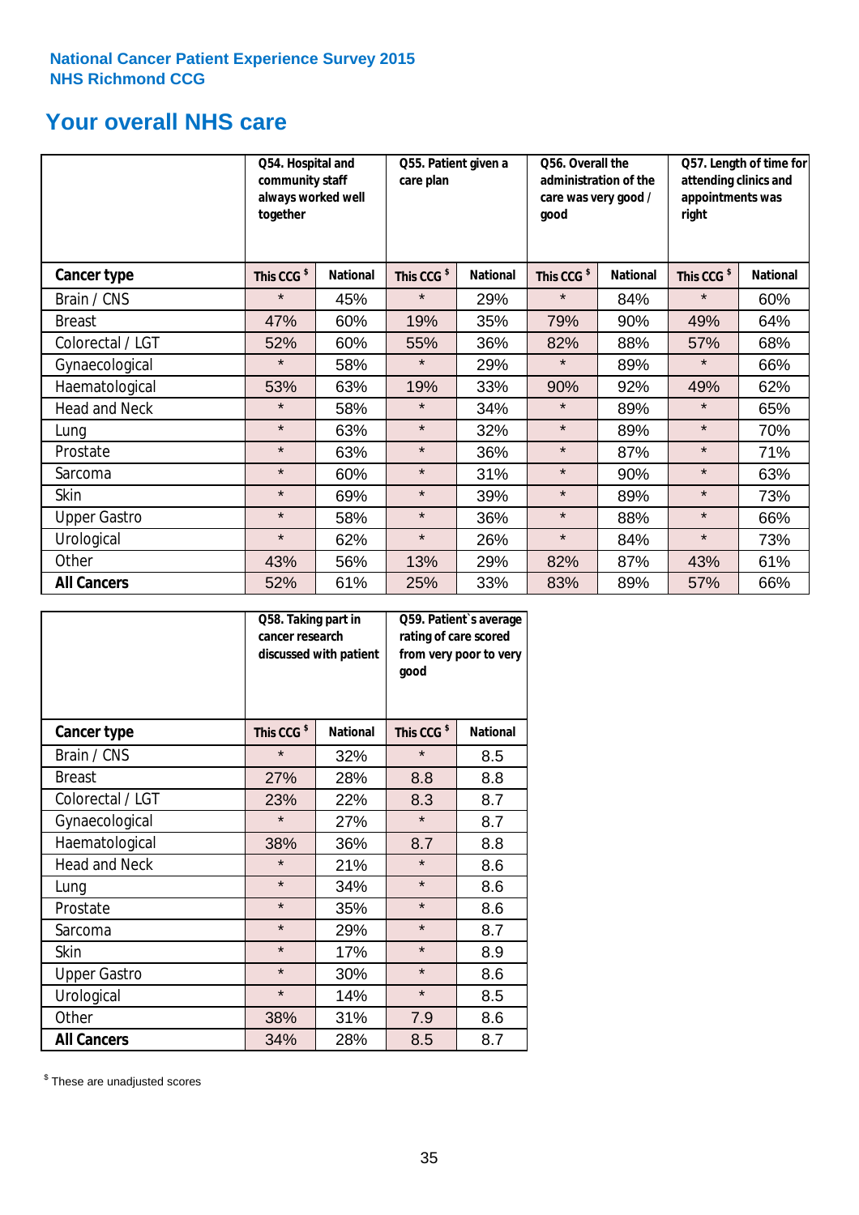National Cancer Patient Experience Survey 2015
NHS Richmond CCG

## Your overall NHS care

| | Q54. Hospital and community staff always worked well together | | Q55. Patient given a care plan | | Q56. Overall the administration of the care was very good / good | | Q57. Length of time for attending clinics and appointments was right | |
|---|---|---|---|---|---|---|---|---|
| **Cancer type** | This CCG $ | National | This CCG $ | National | This CCG $ | National | This CCG $ | National |
| Brain / CNS | * | 45% | * | 29% | * | 84% | * | 60% |
| Breast | 47% | 60% | 19% | 35% | 79% | 90% | 49% | 64% |
| Colorectal / LGT | 52% | 60% | 55% | 36% | 82% | 88% | 57% | 68% |
| Gynaecological | * | 58% | * | 29% | * | 89% | * | 66% |
| Haematological | 53% | 63% | 19% | 33% | 90% | 92% | 49% | 62% |
| Head and Neck | * | 58% | * | 34% | * | 89% | * | 65% |
| Lung | * | 63% | * | 32% | * | 89% | * | 70% |
| Prostate | * | 63% | * | 36% | * | 87% | * | 71% |
| Sarcoma | * | 60% | * | 31% | * | 90% | * | 63% |
| Skin | * | 69% | * | 39% | * | 89% | * | 73% |
| Upper Gastro | * | 58% | * | 36% | * | 88% | * | 66% |
| Urological | * | 62% | * | 26% | * | 84% | * | 73% |
| Other | 43% | 56% | 13% | 29% | 82% | 87% | 43% | 61% |
| **All Cancers** | 52% | 61% | 25% | 33% | 83% | 89% | 57% | 66% |

| | Q58. Taking part in cancer research discussed with patient | | Q59. Patient`s average rating of care scored from very poor to very good | |
|---|---|---|---|---|
| **Cancer type** | This CCG $ | National | This CCG $ | National |
| Brain / CNS | * | 32% | * | 8.5 |
| Breast | 27% | 28% | 8.8 | 8.8 |
| Colorectal / LGT | 23% | 22% | 8.3 | 8.7 |
| Gynaecological | * | 27% | * | 8.7 |
| Haematological | 38% | 36% | 8.7 | 8.8 |
| Head and Neck | * | 21% | * | 8.6 |
| Lung | * | 34% | * | 8.6 |
| Prostate | * | 35% | * | 8.6 |
| Sarcoma | * | 29% | * | 8.7 |
| Skin | * | 17% | * | 8.9 |
| Upper Gastro | * | 30% | * | 8.6 |
| Urological | * | 14% | * | 8.5 |
| Other | 38% | 31% | 7.9 | 8.6 |
| **All Cancers** | 34% | 28% | 8.5 | 8.7 |

$ These are unadjusted scores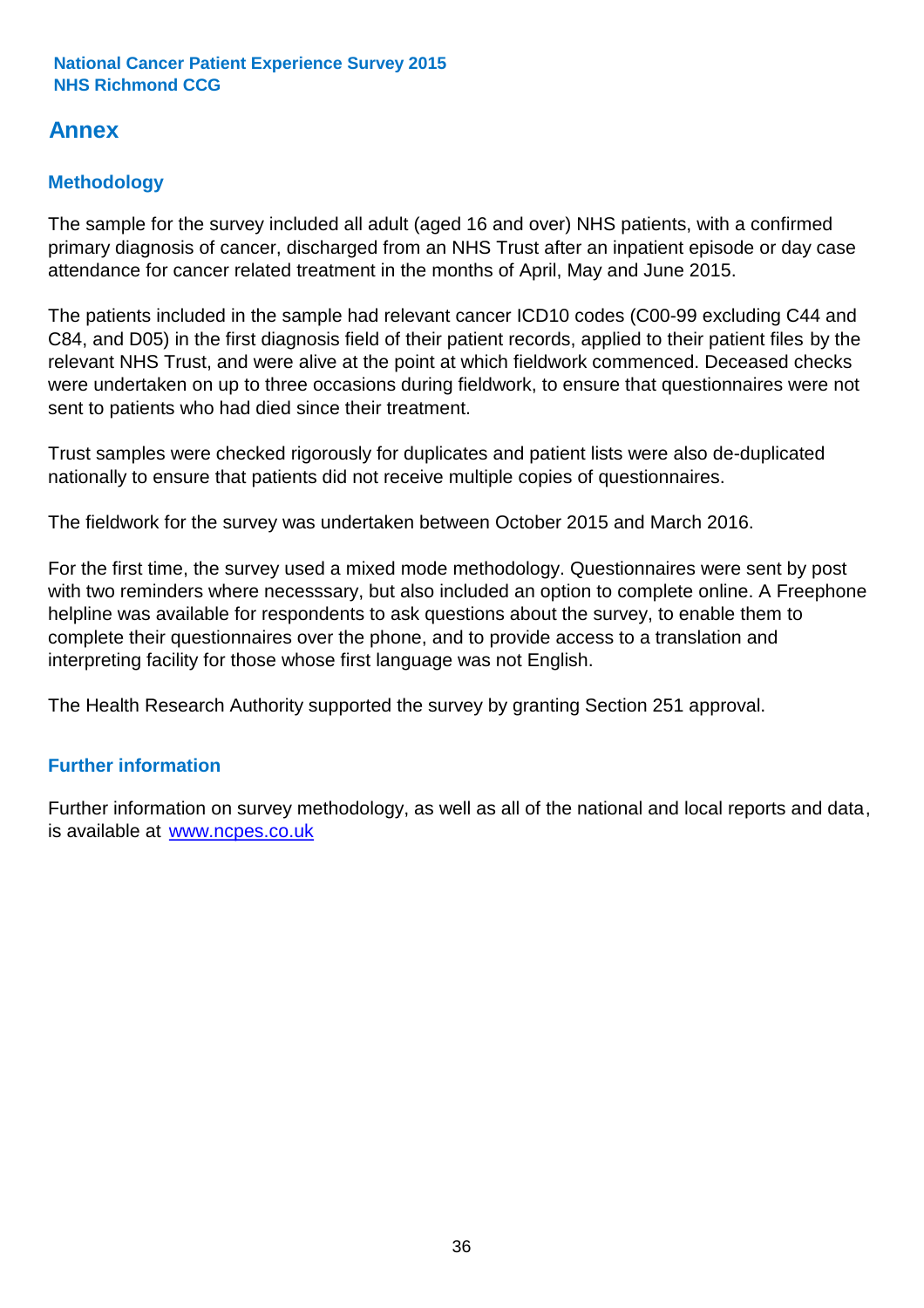National Cancer Patient Experience Survey 2015
NHS Richmond CCG

# Annex

## Methodology

The sample for the survey included all adult (aged 16 and over) NHS patients, with a confirmed primary diagnosis of cancer, discharged from an NHS Trust after an inpatient episode or day case attendance for cancer related treatment in the months of April, May and June 2015.

The patients included in the sample had relevant cancer ICD10 codes (C00-99 excluding C44 and C84, and D05) in the first diagnosis field of their patient records, applied to their patient files by the relevant NHS Trust, and were alive at the point at which fieldwork commenced. Deceased checks were undertaken on up to three occasions during fieldwork, to ensure that questionnaires were not sent to patients who had died since their treatment.

Trust samples were checked rigorously for duplicates and patient lists were also de-duplicated nationally to ensure that patients did not receive multiple copies of questionnaires.

The fieldwork for the survey was undertaken between October 2015 and March 2016.

For the first time, the survey used a mixed mode methodology. Questionnaires were sent by post with two reminders where necesssary, but also included an option to complete online. A Freephone helpline was available for respondents to ask questions about the survey, to enable them to complete their questionnaires over the phone, and to provide access to a translation and interpreting facility for those whose first language was not English.

The Health Research Authority supported the survey by granting Section 251 approval.

## Further information

Further information on survey methodology, as well as all of the national and local reports and data, is available at [www.ncpes.co.uk](www.ncpes.co.uk)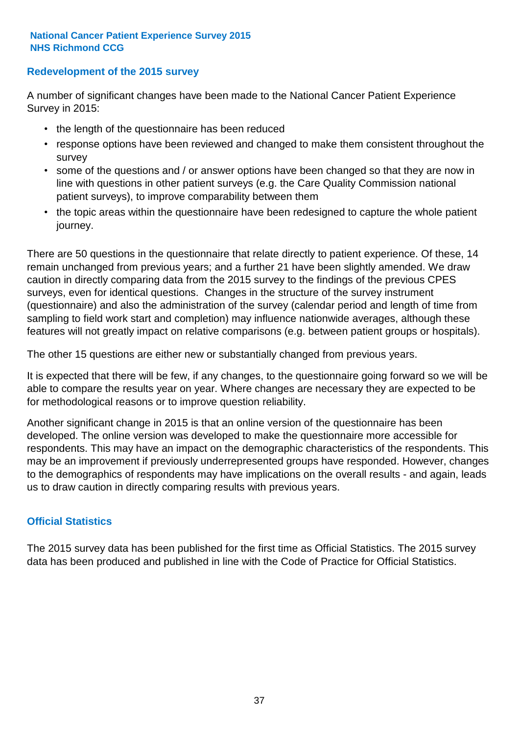## Redevelopment of the 2015 survey

A number of significant changes have been made to the National Cancer Patient Experience Survey in 2015:

- the length of the questionnaire has been reduced
- response options have been reviewed and changed to make them consistent throughout the survey
- some of the questions and / or answer options have been changed so that they are now in line with questions in other patient surveys (e.g. the Care Quality Commission national patient surveys), to improve comparability between them
- the topic areas within the questionnaire have been redesigned to capture the whole patient journey.

There are 50 questions in the questionnaire that relate directly to patient experience. Of these, 14 remain unchanged from previous years; and a further 21 have been slightly amended. We draw caution in directly comparing data from the 2015 survey to the findings of the previous CPES surveys, even for identical questions. Changes in the structure of the survey instrument (questionnaire) and also the administration of the survey (calendar period and length of time from sampling to field work start and completion) may influence nationwide averages, although these features will not greatly impact on relative comparisons (e.g. between patient groups or hospitals).

The other 15 questions are either new or substantially changed from previous years.

It is expected that there will be few, if any changes, to the questionnaire going forward so we will be able to compare the results year on year. Where changes are necessary they are expected to be for methodological reasons or to improve question reliability.

Another significant change in 2015 is that an online version of the questionnaire has been developed. The online version was developed to make the questionnaire more accessible for respondents. This may have an impact on the demographic characteristics of the respondents. This may be an improvement if previously underrepresented groups have responded. However, changes to the demographics of respondents may have implications on the overall results - and again, leads us to draw caution in directly comparing results with previous years.

## Official Statistics

The 2015 survey data has been published for the first time as Official Statistics. The 2015 survey data has been produced and published in line with the Code of Practice for Official Statistics.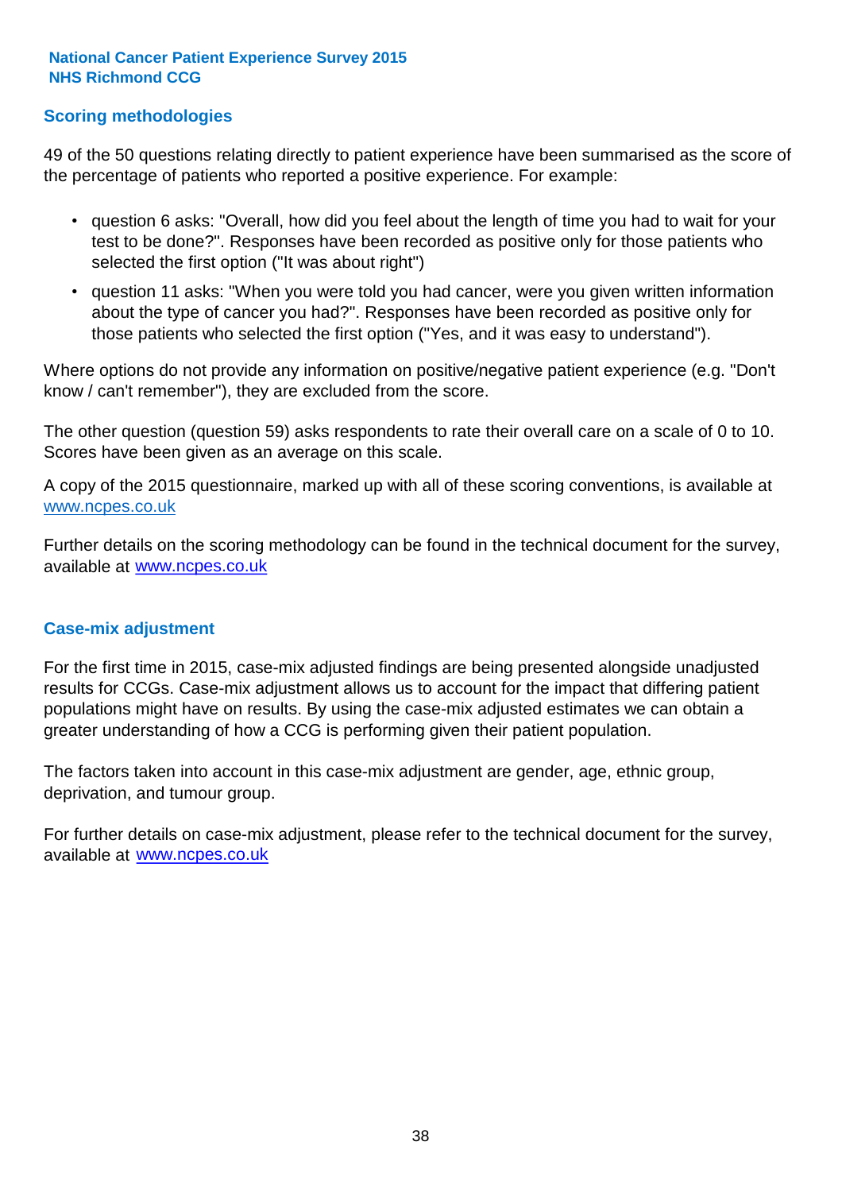## Scoring methodologies

49 of the 50 questions relating directly to patient experience have been summarised as the score of the percentage of patients who reported a positive experience. For example:

- question 6 asks: "Overall, how did you feel about the length of time you had to wait for your test to be done?". Responses have been recorded as positive only for those patients who selected the first option ("It was about right")
- question 11 asks: "When you were told you had cancer, were you given written information about the type of cancer you had?". Responses have been recorded as positive only for those patients who selected the first option ("Yes, and it was easy to understand").

Where options do not provide any information on positive/negative patient experience (e.g. "Don't know / can't remember"), they are excluded from the score.

The other question (question 59) asks respondents to rate their overall care on a scale of 0 to 10. Scores have been given as an average on this scale.

A copy of the 2015 questionnaire, marked up with all of these scoring conventions, is available at www.ncpes.co.uk

Further details on the scoring methodology can be found in the technical document for the survey, available at www.ncpes.co.uk

## Case-mix adjustment

For the first time in 2015, case-mix adjusted findings are being presented alongside unadjusted results for CCGs. Case-mix adjustment allows us to account for the impact that differing patient populations might have on results. By using the case-mix adjusted estimates we can obtain a greater understanding of how a CCG is performing given their patient population.

The factors taken into account in this case-mix adjustment are gender, age, ethnic group, deprivation, and tumour group.

For further details on case-mix adjustment, please refer to the technical document for the survey, available at www.ncpes.co.uk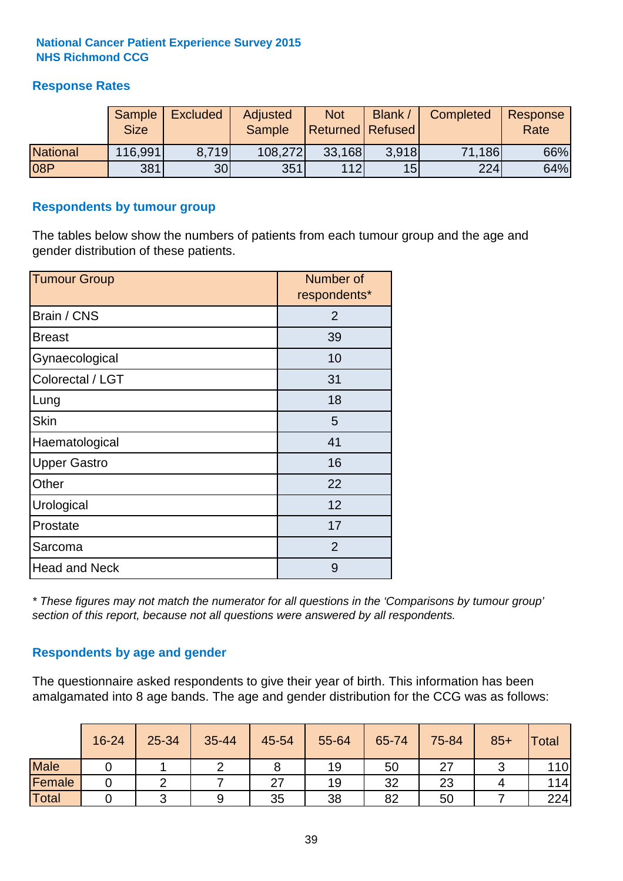**National Cancer Patient Experience Survey 2015**
**NHS Richmond CCG**

## Response Rates

| | Sample Size | Excluded | Adjusted Sample | Not Returned | Blank / Refused | Completed | Response Rate |
|---|---|---|---|---|---|---|---|
| National | 116,991 | 8,719 | 108,272 | 33,168 | 3,918 | 71,186 | 66% |
| 08P | 381 | 30 | 351 | 112 | 15 | 224 | 64% |

## Respondents by tumour group

The tables below show the numbers of patients from each tumour group and the age and gender distribution of these patients.

| Tumour Group | Number of respondents* |
|---|---|
| Brain / CNS | 2 |
| Breast | 39 |
| Gynaecological | 10 |
| Colorectal / LGT | 31 |
| Lung | 18 |
| Skin | 5 |
| Haematological | 41 |
| Upper Gastro | 16 |
| Other | 22 |
| Urological | 12 |
| Prostate | 17 |
| Sarcoma | 2 |
| Head and Neck | 9 |

*\* These figures may not match the numerator for all questions in the 'Comparisons by tumour group' section of this report, because not all questions were answered by all respondents.*

## Respondents by age and gender

The questionnaire asked respondents to give their year of birth. This information has been amalgamated into 8 age bands. The age and gender distribution for the CCG was as follows:

| | 16-24 | 25-34 | 35-44 | 45-54 | 55-64 | 65-74 | 75-84 | 85+ | Total |
|---|---|---|---|---|---|---|---|---|---|
| Male | 0 | 1 | 2 | 8 | 19 | 50 | 27 | 3 | 110 |
| Female | 0 | 2 | 7 | 27 | 19 | 32 | 23 | 4 | 114 |
| Total | 0 | 3 | 9 | 35 | 38 | 82 | 50 | 7 | 224 |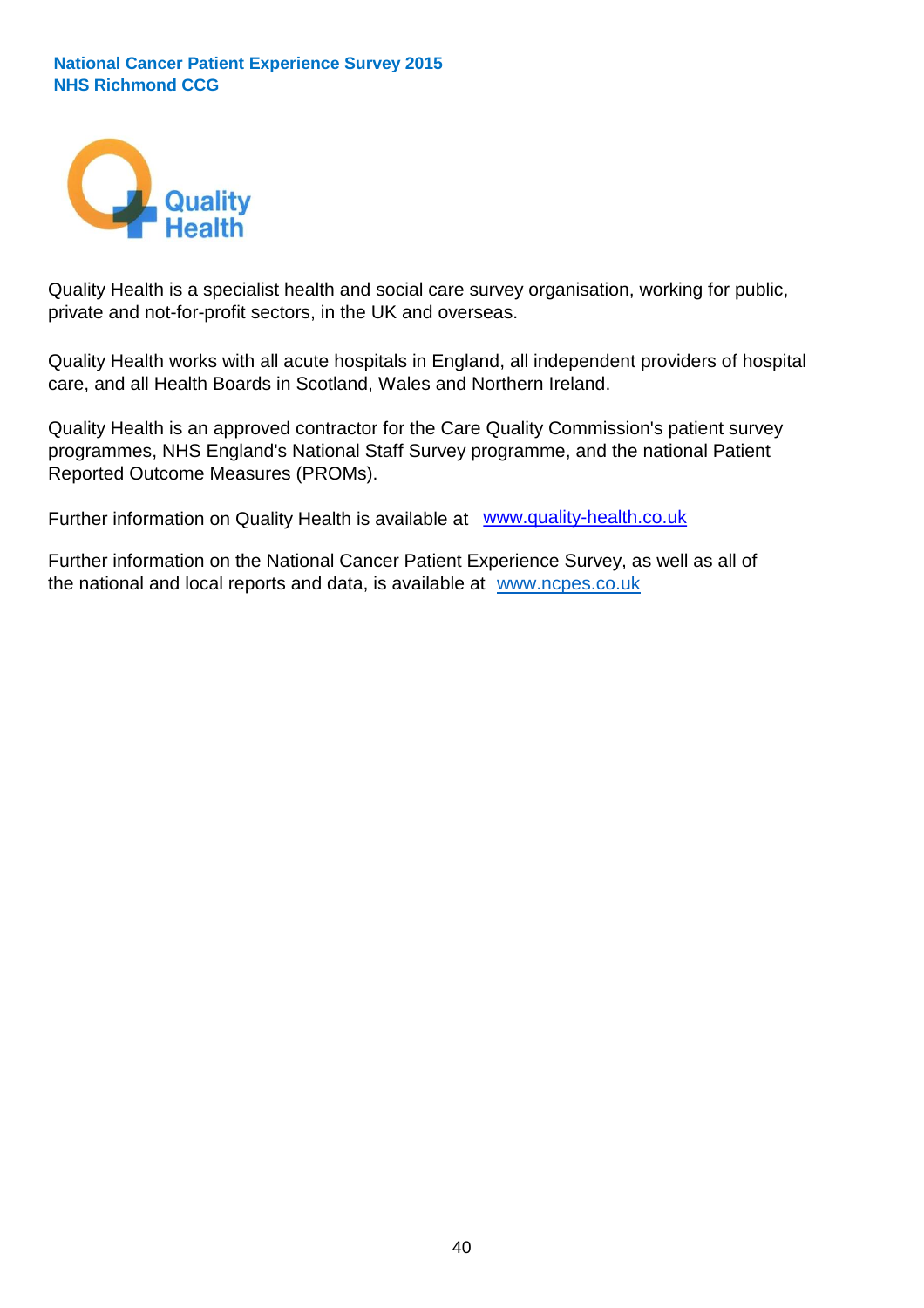Quality Health is a specialist health and social care survey organisation, working for public, private and not-for-profit sectors, in the UK and overseas.

Quality Health works with all acute hospitals in England, all independent providers of hospital care, and all Health Boards in Scotland, Wales and Northern Ireland.

Quality Health is an approved contractor for the Care Quality Commission's patient survey programmes, NHS England's National Staff Survey programme, and the national Patient Reported Outcome Measures (PROMs).

Further information on Quality Health is available at [www.quality-health.co.uk](http://www.quality-health.co.uk)

Further information on the National Cancer Patient Experience Survey, as well as all of the national and local reports and data, is available at [www.ncpes.co.uk](http://www.ncpes.co.uk)